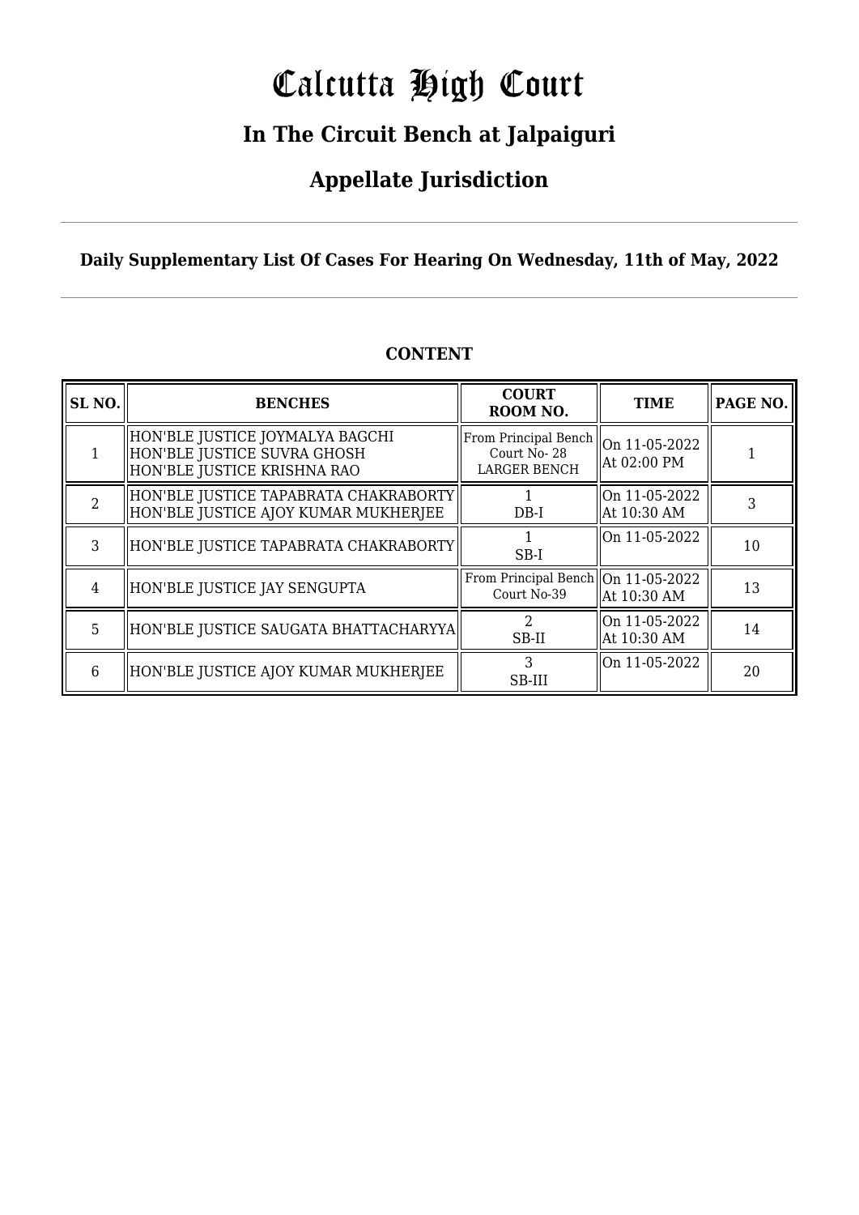# Calcutta High Court

## In The Circuit Bench at Jalpaiguri

## Appellate Jurisdiction

**Daily Supplementary List Of Cases For Hearing On Wednesday, 11th of May, 2022**

### CONTENT

| SL NO. | BENCHES | COURT ROOM NO. | TIME | PAGE NO. |
|---|---|---|---|---|
| 1 | HON'BLE JUSTICE JOYMALYA BAGCHI<br>HON'BLE JUSTICE SUVRA GHOSH<br>HON'BLE JUSTICE KRISHNA RAO | From Principal Bench Court No- 28 LARGER BENCH | On 11-05-2022 At 02:00 PM | 1 |
| 2 | HON'BLE JUSTICE TAPABRATA CHAKRABORTY<br>HON'BLE JUSTICE AJOY KUMAR MUKHERJEE | 1<br>DB-I | On 11-05-2022 At 10:30 AM | 3 |
| 3 | HON'BLE JUSTICE TAPABRATA CHAKRABORTY | 1<br>SB-I | On 11-05-2022 | 10 |
| 4 | HON'BLE JUSTICE JAY SENGUPTA | From Principal Bench Court No-39 | On 11-05-2022 At 10:30 AM | 13 |
| 5 | HON'BLE JUSTICE SAUGATA BHATTACHARYYA | 2<br>SB-II | On 11-05-2022 At 10:30 AM | 14 |
| 6 | HON'BLE JUSTICE AJOY KUMAR MUKHERJEE | 3<br>SB-III | On 11-05-2022 | 20 |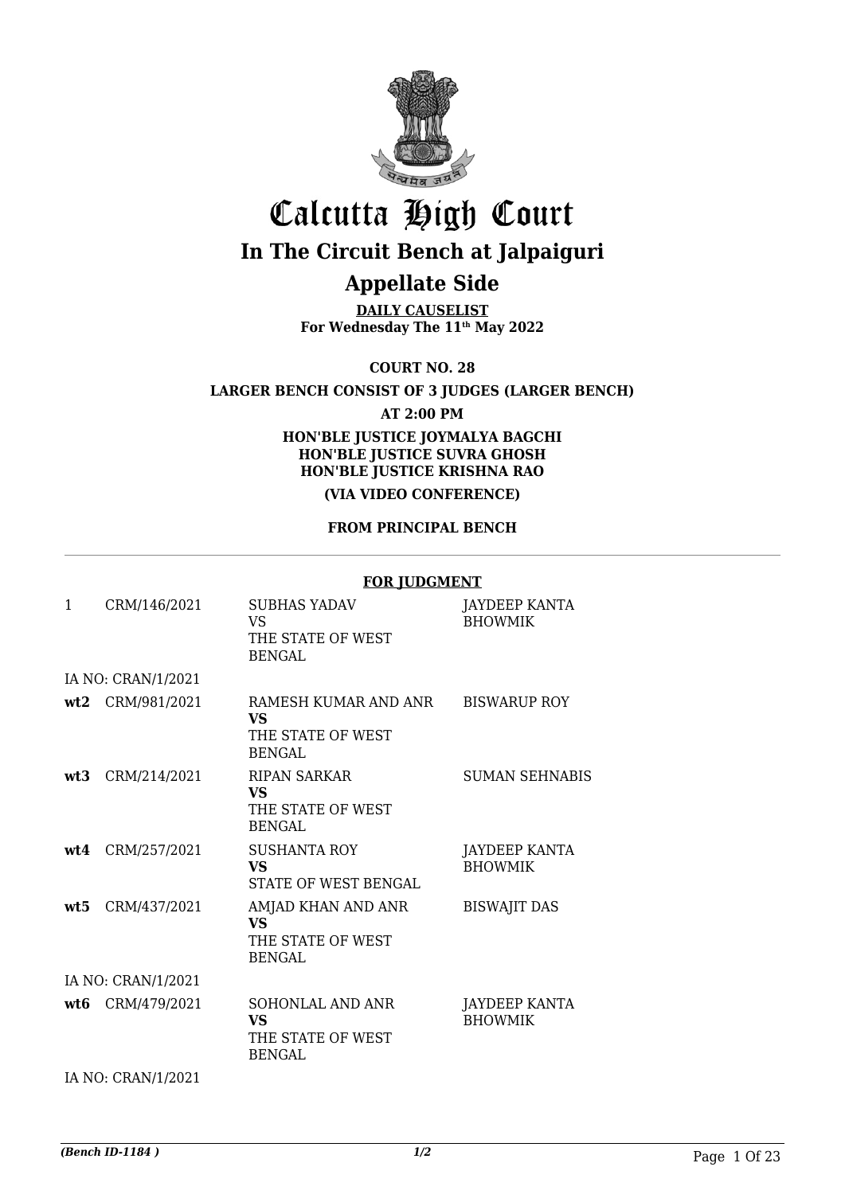# Calcutta High Court

## In The Circuit Bench at Jalpaiguri

## Appellate Side

**DAILY CAUSELIST**
**For Wednesday The 11th May 2022**

**COURT NO. 28**

**LARGER BENCH CONSIST OF 3 JUDGES (LARGER BENCH)**

**AT 2:00 PM**

**HON'BLE JUSTICE JOYMALYA BAGCHI**
**HON'BLE JUSTICE SUVRA GHOSH**
**HON'BLE JUSTICE KRISHNA RAO**

**(VIA VIDEO CONFERENCE)**

**FROM PRINCIPAL BENCH**

**FOR JUDGMENT**

| | | | |
|---|---|---|---|
| 1 | CRM/146/2021 | SUBHAS YADAV<br>VS<br>THE STATE OF WEST BENGAL | JAYDEEP KANTA BHOWMIK |
| | IA NO: CRAN/1/2021 | | |
| **wt2** | CRM/981/2021 | RAMESH KUMAR AND ANR<br>**VS**<br>THE STATE OF WEST BENGAL | BISWARUP ROY |
| **wt3** | CRM/214/2021 | RIPAN SARKAR<br>**VS**<br>THE STATE OF WEST BENGAL | SUMAN SEHNABIS |
| **wt4** | CRM/257/2021 | SUSHANTA ROY<br>**VS**<br>STATE OF WEST BENGAL | JAYDEEP KANTA BHOWMIK |
| **wt5** | CRM/437/2021 | AMJAD KHAN AND ANR<br>**VS**<br>THE STATE OF WEST BENGAL | BISWAJIT DAS |
| | IA NO: CRAN/1/2021 | | |
| **wt6** | CRM/479/2021 | SOHONLAL AND ANR<br>**VS**<br>THE STATE OF WEST BENGAL | JAYDEEP KANTA BHOWMIK |
| | IA NO: CRAN/1/2021 | | |

*(Bench ID-1184 )* 1/2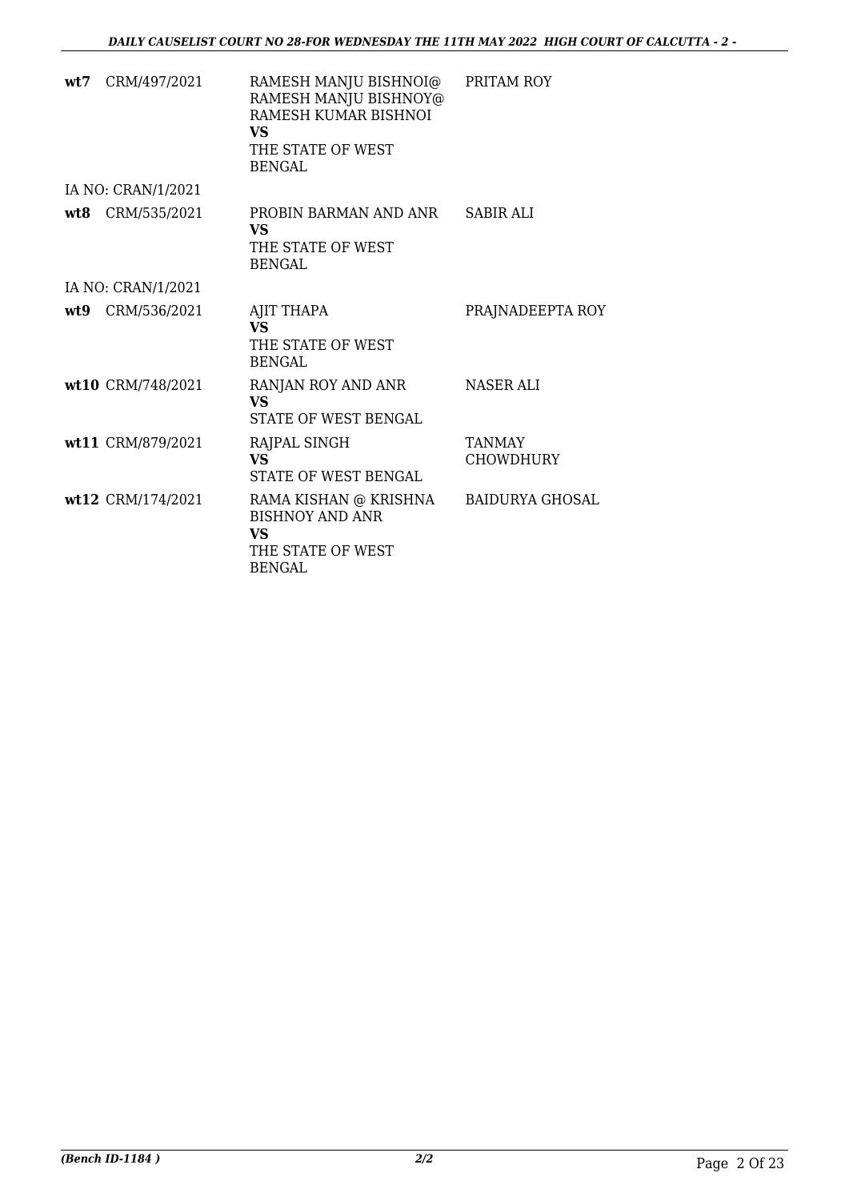| | | | |
|---|---|---|---|
| **wt7** | CRM/497/2021 | RAMESH MANJU BISHNOI@ RAMESH MANJU BISHNOY@ RAMESH KUMAR BISHNOI **VS** THE STATE OF WEST BENGAL | PRITAM ROY |
| | IA NO: CRAN/1/2021 | | |
| **wt8** | CRM/535/2021 | PROBIN BARMAN AND ANR **VS** THE STATE OF WEST BENGAL | SABIR ALI |
| | IA NO: CRAN/1/2021 | | |
| **wt9** | CRM/536/2021 | AJIT THAPA **VS** THE STATE OF WEST BENGAL | PRAJNADEEPTA ROY |
| **wt10** | CRM/748/2021 | RANJAN ROY AND ANR **VS** STATE OF WEST BENGAL | NASER ALI |
| **wt11** | CRM/879/2021 | RAJPAL SINGH **VS** STATE OF WEST BENGAL | TANMAY CHOWDHURY |
| **wt12** | CRM/174/2021 | RAMA KISHAN @ KRISHNA BISHNOY AND ANR **VS** THE STATE OF WEST BENGAL | BAIDURYA GHOSAL |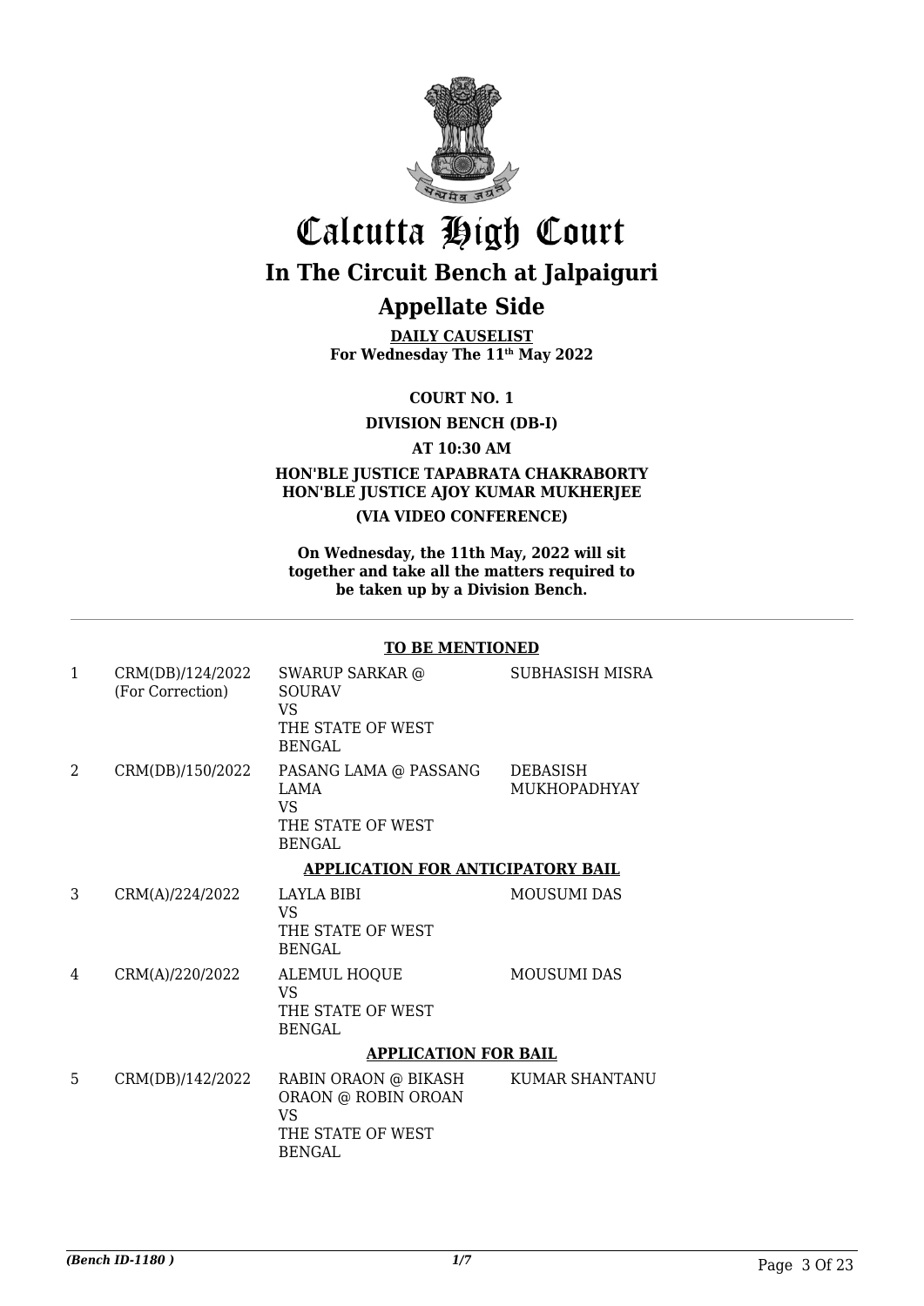# Calcutta High Court

## In The Circuit Bench at Jalpaiguri

## Appellate Side

**DAILY CAUSELIST**
**For Wednesday The 11th May 2022**

**COURT NO. 1**

**DIVISION BENCH (DB-I)**

**AT 10:30 AM**

**HON'BLE JUSTICE TAPABRATA CHAKRABORTY**
**HON'BLE JUSTICE AJOY KUMAR MUKHERJEE**
**(VIA VIDEO CONFERENCE)**

**On Wednesday, the 11th May, 2022 will sit together and take all the matters required to be taken up by a Division Bench.**

**TO BE MENTIONED**

| | | | |
|---|---|---|---|
| 1 | CRM(DB)/124/2022 (For Correction) | SWARUP SARKAR @ SOURAV VS THE STATE OF WEST BENGAL | SUBHASISH MISRA |
| 2 | CRM(DB)/150/2022 | PASANG LAMA @ PASSANG LAMA VS THE STATE OF WEST BENGAL | DEBASISH MUKHOPADHYAY |

**APPLICATION FOR ANTICIPATORY BAIL**

| | | | |
|---|---|---|---|
| 3 | CRM(A)/224/2022 | LAYLA BIBI VS THE STATE OF WEST BENGAL | MOUSUMI DAS |
| 4 | CRM(A)/220/2022 | ALEMUL HOQUE VS THE STATE OF WEST BENGAL | MOUSUMI DAS |

**APPLICATION FOR BAIL**

| | | | |
|---|---|---|---|
| 5 | CRM(DB)/142/2022 | RABIN ORAON @ BIKASH ORAON @ ROBIN OROAN VS THE STATE OF WEST BENGAL | KUMAR SHANTANU |

*(Bench ID-1180 )* 1/7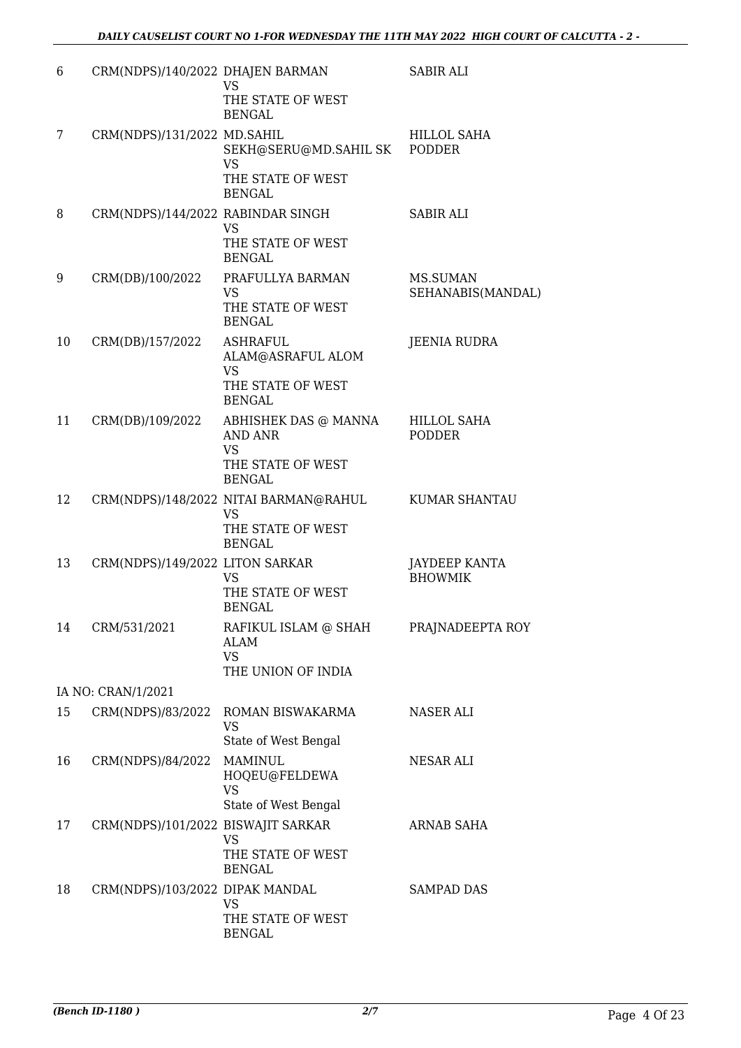| | | | |
|---|---|---|---|
| 6 | CRM(NDPS)/140/2022 | DHAJEN BARMAN<br>VS<br>THE STATE OF WEST BENGAL | SABIR ALI |
| 7 | CRM(NDPS)/131/2022 | MD.SAHIL SEKH@SERU@MD.SAHIL SK<br>VS<br>THE STATE OF WEST BENGAL | HILLOL SAHA PODDER |
| 8 | CRM(NDPS)/144/2022 | RABINDAR SINGH<br>VS<br>THE STATE OF WEST BENGAL | SABIR ALI |
| 9 | CRM(DB)/100/2022 | PRAFULLYA BARMAN<br>VS<br>THE STATE OF WEST BENGAL | MS.SUMAN SEHANABIS(MANDAL) |
| 10 | CRM(DB)/157/2022 | ASHRAFUL ALAM@ASRAFUL ALOM<br>VS<br>THE STATE OF WEST BENGAL | JEENIA RUDRA |
| 11 | CRM(DB)/109/2022 | ABHISHEK DAS @ MANNA AND ANR<br>VS<br>THE STATE OF WEST BENGAL | HILLOL SAHA PODDER |
| 12 | CRM(NDPS)/148/2022 | NITAI BARMAN@RAHUL<br>VS<br>THE STATE OF WEST BENGAL | KUMAR SHANTAU |
| 13 | CRM(NDPS)/149/2022 | LITON SARKAR<br>VS<br>THE STATE OF WEST BENGAL | JAYDEEP KANTA BHOWMIK |
| 14 | CRM/531/2021 | RAFIKUL ISLAM @ SHAH ALAM<br>VS<br>THE UNION OF INDIA | PRAJNADEEPTA ROY |
| | IA NO: CRAN/1/2021 | | |
| 15 | CRM(NDPS)/83/2022 | ROMAN BISWAKARMA<br>VS<br>State of West Bengal | NASER ALI |
| 16 | CRM(NDPS)/84/2022 | MAMINUL HOQEU@FELDEWA<br>VS<br>State of West Bengal | NESAR ALI |
| 17 | CRM(NDPS)/101/2022 | BISWAJIT SARKAR<br>VS<br>THE STATE OF WEST BENGAL | ARNAB SAHA |
| 18 | CRM(NDPS)/103/2022 | DIPAK MANDAL<br>VS<br>THE STATE OF WEST BENGAL | SAMPAD DAS |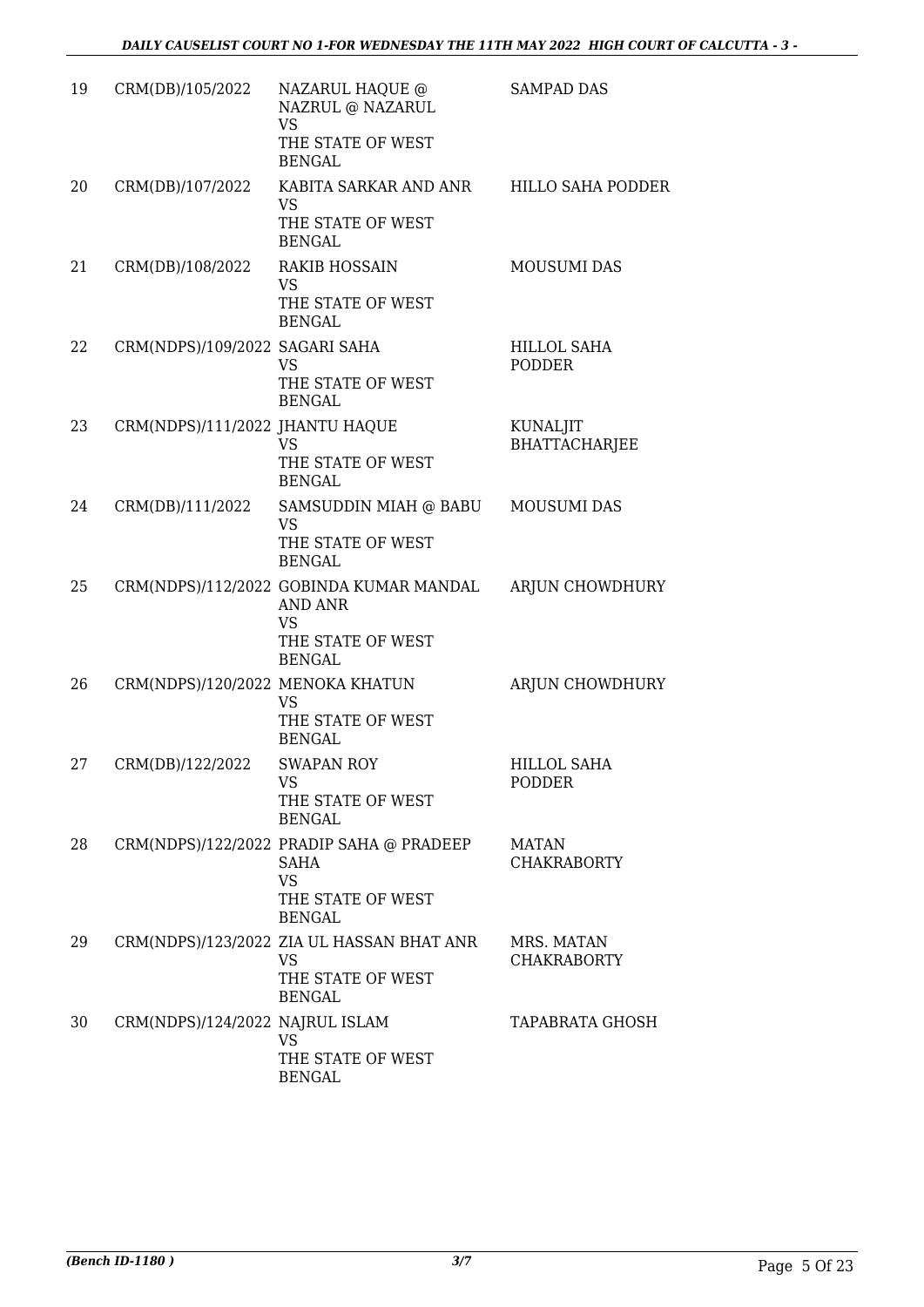| 19 | CRM(DB)/105/2022 | NAZARUL HAQUE @ NAZRUL @ NAZARUL VS THE STATE OF WEST BENGAL | SAMPAD DAS |
|---|---|---|---|
| 20 | CRM(DB)/107/2022 | KABITA SARKAR AND ANR VS THE STATE OF WEST BENGAL | HILLO SAHA PODDER |
| 21 | CRM(DB)/108/2022 | RAKIB HOSSAIN VS THE STATE OF WEST BENGAL | MOUSUMI DAS |
| 22 | CRM(NDPS)/109/2022 | SAGARI SAHA VS THE STATE OF WEST BENGAL | HILLOL SAHA PODDER |
| 23 | CRM(NDPS)/111/2022 | JHANTU HAQUE VS THE STATE OF WEST BENGAL | KUNALJIT BHATTACHARJEE |
| 24 | CRM(DB)/111/2022 | SAMSUDDIN MIAH @ BABU VS THE STATE OF WEST BENGAL | MOUSUMI DAS |
| 25 | CRM(NDPS)/112/2022 | GOBINDA KUMAR MANDAL AND ANR VS THE STATE OF WEST BENGAL | ARJUN CHOWDHURY |
| 26 | CRM(NDPS)/120/2022 | MENOKA KHATUN VS THE STATE OF WEST BENGAL | ARJUN CHOWDHURY |
| 27 | CRM(DB)/122/2022 | SWAPAN ROY VS THE STATE OF WEST BENGAL | HILLOL SAHA PODDER |
| 28 | CRM(NDPS)/122/2022 | PRADIP SAHA @ PRADEEP SAHA VS THE STATE OF WEST BENGAL | MATAN CHAKRABORTY |
| 29 | CRM(NDPS)/123/2022 | ZIA UL HASSAN BHAT ANR VS THE STATE OF WEST BENGAL | MRS. MATAN CHAKRABORTY |
| 30 | CRM(NDPS)/124/2022 | NAJRUL ISLAM VS THE STATE OF WEST BENGAL | TAPABRATA GHOSH |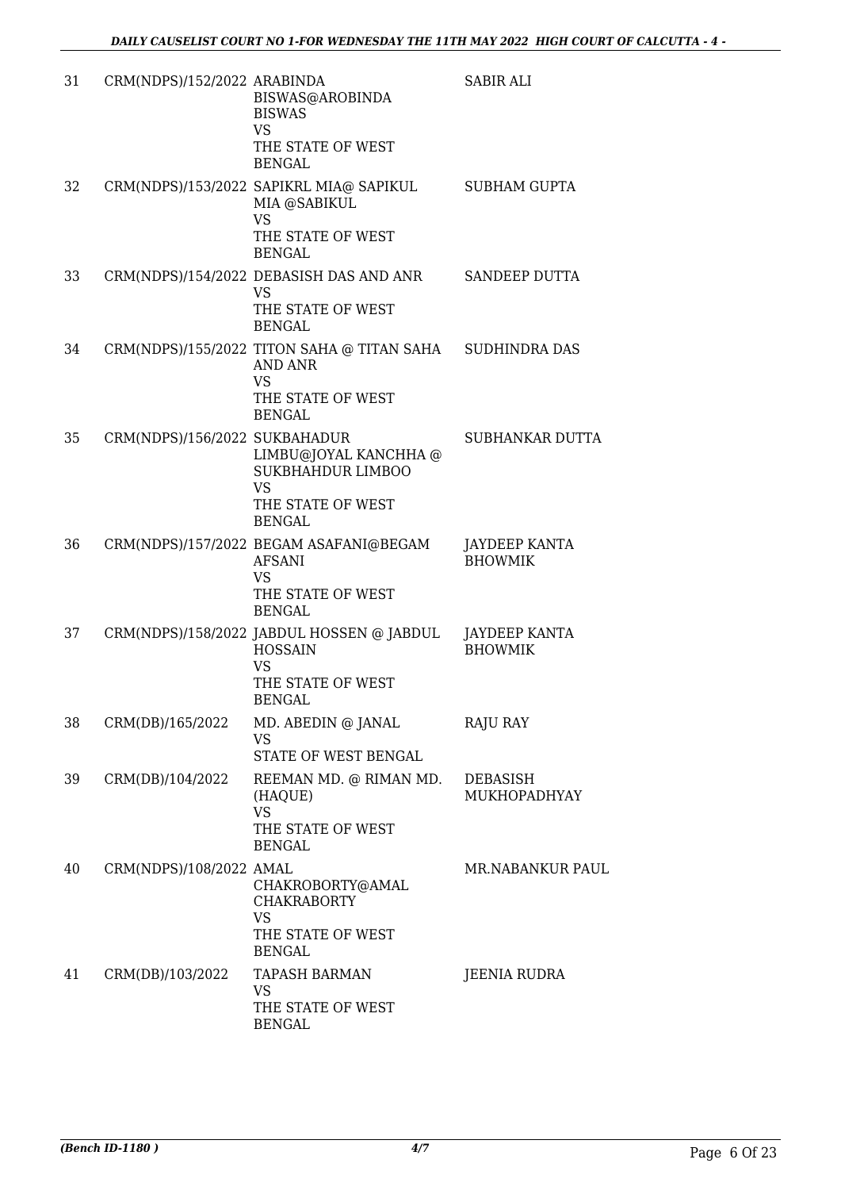| 31 | CRM(NDPS)/152/2022 | ARABINDA BISWAS@AROBINDA BISWAS VS THE STATE OF WEST BENGAL | SABIR ALI |
|---|---|---|---|
| 32 | CRM(NDPS)/153/2022 | SAPIKRL MIA@ SAPIKUL MIA @SABIKUL VS THE STATE OF WEST BENGAL | SUBHAM GUPTA |
| 33 | CRM(NDPS)/154/2022 | DEBASISH DAS AND ANR VS THE STATE OF WEST BENGAL | SANDEEP DUTTA |
| 34 | CRM(NDPS)/155/2022 | TITON SAHA @ TITAN SAHA AND ANR VS THE STATE OF WEST BENGAL | SUDHINDRA DAS |
| 35 | CRM(NDPS)/156/2022 | SUKBAHADUR LIMBU@JOYAL KANCHHA @ SUKBHAHDUR LIMBOO VS THE STATE OF WEST BENGAL | SUBHANKAR DUTTA |
| 36 | CRM(NDPS)/157/2022 | BEGAM ASAFANI@BEGAM AFSANI VS THE STATE OF WEST BENGAL | JAYDEEP KANTA BHOWMIK |
| 37 | CRM(NDPS)/158/2022 | JABDUL HOSSEN @ JABDUL HOSSAIN VS THE STATE OF WEST BENGAL | JAYDEEP KANTA BHOWMIK |
| 38 | CRM(DB)/165/2022 | MD. ABEDIN @ JANAL VS STATE OF WEST BENGAL | RAJU RAY |
| 39 | CRM(DB)/104/2022 | REEMAN MD. @ RIMAN MD. (HAQUE) VS THE STATE OF WEST BENGAL | DEBASISH MUKHOPADHYAY |
| 40 | CRM(NDPS)/108/2022 | AMAL CHAKROBORTY@AMAL CHAKRABORTY VS THE STATE OF WEST BENGAL | MR.NABANKUR PAUL |
| 41 | CRM(DB)/103/2022 | TAPASH BARMAN VS THE STATE OF WEST BENGAL | JEENIA RUDRA |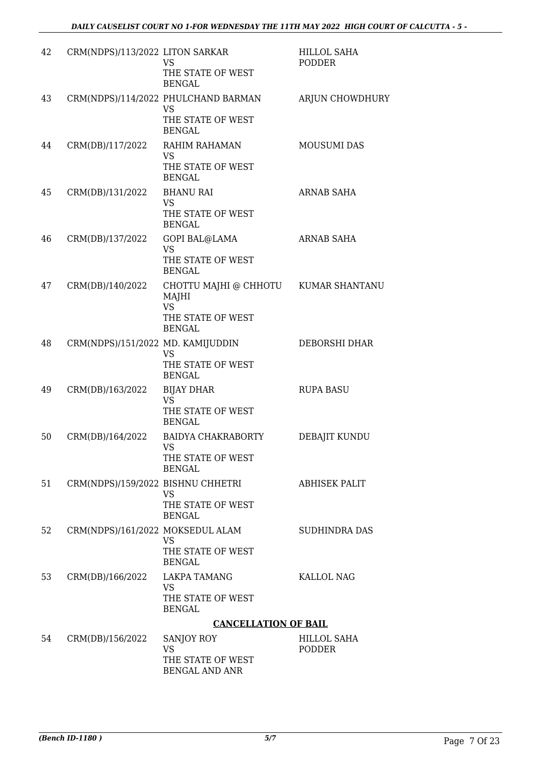| | | | |
|---|---|---|---|
| 42 | CRM(NDPS)/113/2022 | LITON SARKAR<br>VS<br>THE STATE OF WEST BENGAL | HILLOL SAHA PODDER |
| 43 | CRM(NDPS)/114/2022 | PHULCHAND BARMAN<br>VS<br>THE STATE OF WEST BENGAL | ARJUN CHOWDHURY |
| 44 | CRM(DB)/117/2022 | RAHIM RAHAMAN<br>VS<br>THE STATE OF WEST BENGAL | MOUSUMI DAS |
| 45 | CRM(DB)/131/2022 | BHANU RAI<br>VS<br>THE STATE OF WEST BENGAL | ARNAB SAHA |
| 46 | CRM(DB)/137/2022 | GOPI BAL@LAMA<br>VS<br>THE STATE OF WEST BENGAL | ARNAB SAHA |
| 47 | CRM(DB)/140/2022 | CHOTTU MAJHI @ CHHOTU MAJHI<br>VS<br>THE STATE OF WEST BENGAL | KUMAR SHANTANU |
| 48 | CRM(NDPS)/151/2022 | MD. KAMIJUDDIN<br>VS<br>THE STATE OF WEST BENGAL | DEBORSHI DHAR |
| 49 | CRM(DB)/163/2022 | BIJAY DHAR<br>VS<br>THE STATE OF WEST BENGAL | RUPA BASU |
| 50 | CRM(DB)/164/2022 | BAIDYA CHAKRABORTY<br>VS<br>THE STATE OF WEST BENGAL | DEBAJIT KUNDU |
| 51 | CRM(NDPS)/159/2022 | BISHNU CHHETRI<br>VS<br>THE STATE OF WEST BENGAL | ABHISEK PALIT |
| 52 | CRM(NDPS)/161/2022 | MOKSEDUL ALAM<br>VS<br>THE STATE OF WEST BENGAL | SUDHINDRA DAS |
| 53 | CRM(DB)/166/2022 | LAKPA TAMANG<br>VS<br>THE STATE OF WEST BENGAL | KALLOL NAG |

**CANCELLATION OF BAIL**

| | | | |
|---|---|---|---|
| 54 | CRM(DB)/156/2022 | SANJOY ROY<br>VS<br>THE STATE OF WEST BENGAL AND ANR | HILLOL SAHA PODDER |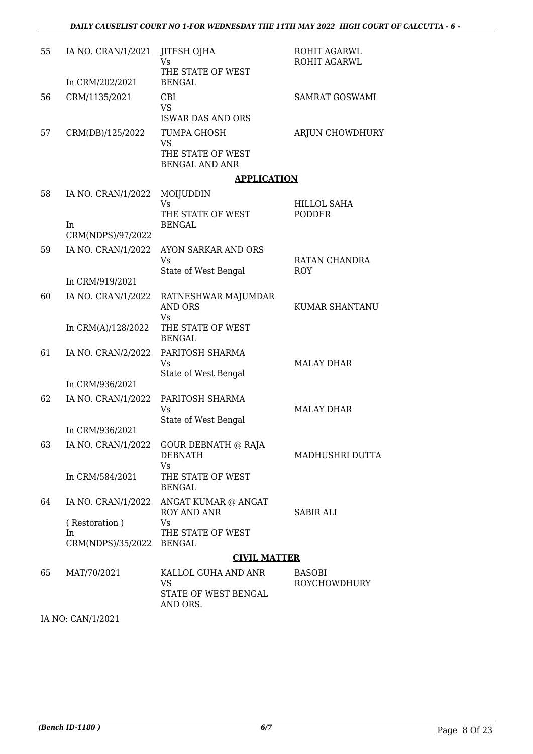| 55 | IA NO. CRAN/1/2021<br><br>In CRM/202/2021 | JITESH OJHA<br>Vs<br>THE STATE OF WEST BENGAL | ROHIT AGARWL<br>ROHIT AGARWL |
|---|---|---|---|
| 56 | CRM/1135/2021 | CBI<br>VS<br>ISWAR DAS AND ORS | SAMRAT GOSWAMI |
| 57 | CRM(DB)/125/2022 | TUMPA GHOSH<br>VS<br>THE STATE OF WEST BENGAL AND ANR | ARJUN CHOWDHURY |

**APPLICATION**

| 58 | IA NO. CRAN/1/2022<br><br>In CRM(NDPS)/97/2022 | MOIJUDDIN<br>Vs<br>THE STATE OF WEST BENGAL | HILLOL SAHA PODDER |
|---|---|---|---|
| 59 | IA NO. CRAN/1/2022<br><br>In CRM/919/2021 | AYON SARKAR AND ORS<br>Vs<br>State of West Bengal | RATAN CHANDRA ROY |
| 60 | IA NO. CRAN/1/2022<br><br>In CRM(A)/128/2022 | RATNESHWAR MAJUMDAR AND ORS<br>Vs<br>THE STATE OF WEST BENGAL | KUMAR SHANTANU |
| 61 | IA NO. CRAN/2/2022<br><br>In CRM/936/2021 | PARITOSH SHARMA<br>Vs<br>State of West Bengal | MALAY DHAR |
| 62 | IA NO. CRAN/1/2022<br><br>In CRM/936/2021 | PARITOSH SHARMA<br>Vs<br>State of West Bengal | MALAY DHAR |
| 63 | IA NO. CRAN/1/2022<br><br>In CRM/584/2021 | GOUR DEBNATH @ RAJA DEBNATH<br>Vs<br>THE STATE OF WEST BENGAL | MADHUSHRI DUTTA |
| 64 | IA NO. CRAN/1/2022<br>( Restoration )<br>In<br>CRM(NDPS)/35/2022 | ANGAT KUMAR @ ANGAT ROY AND ANR<br>Vs<br>THE STATE OF WEST BENGAL | SABIR ALI |

**CIVIL MATTER**

| 65 | MAT/70/2021 | KALLOL GUHA AND ANR<br>VS<br>STATE OF WEST BENGAL AND ORS. | BASOBI ROYCHOWDHURY |
|---|---|---|---|

IA NO: CAN/1/2021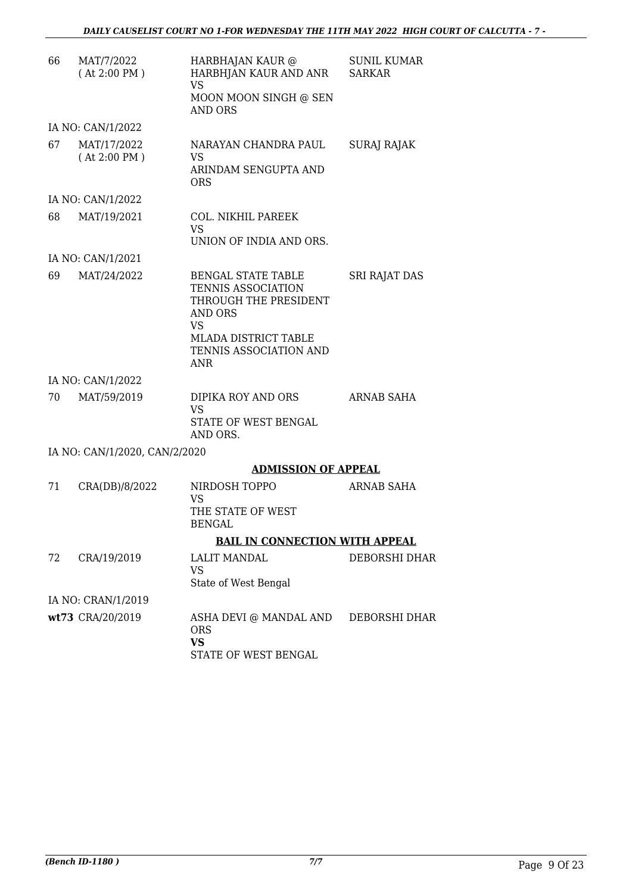| | | | |
|---|---|---|---|
| 66 | MAT/7/2022<br>( At 2:00 PM ) | HARBHAJAN KAUR @ HARBHJAN KAUR AND ANR<br>VS<br>MOON MOON SINGH @ SEN AND ORS | SUNIL KUMAR SARKAR |
| | IA NO: CAN/1/2022 | | |
| 67 | MAT/17/2022<br>( At 2:00 PM ) | NARAYAN CHANDRA PAUL<br>VS<br>ARINDAM SENGUPTA AND ORS | SURAJ RAJAK |
| | IA NO: CAN/1/2022 | | |
| 68 | MAT/19/2021 | COL. NIKHIL PAREEK<br>VS<br>UNION OF INDIA AND ORS. | |
| | IA NO: CAN/1/2021 | | |
| 69 | MAT/24/2022 | BENGAL STATE TABLE TENNIS ASSOCIATION THROUGH THE PRESIDENT AND ORS<br>VS<br>MLADA DISTRICT TABLE TENNIS ASSOCIATION AND ANR | SRI RAJAT DAS |
| | IA NO: CAN/1/2022 | | |
| 70 | MAT/59/2019 | DIPIKA ROY AND ORS<br>VS<br>STATE OF WEST BENGAL AND ORS. | ARNAB SAHA |
| | IA NO: CAN/1/2020, CAN/2/2020 | | |

**ADMISSION OF APPEAL**

| | | | |
|---|---|---|---|
| 71 | CRA(DB)/8/2022 | NIRDOSH TOPPO<br>VS<br>THE STATE OF WEST BENGAL | ARNAB SAHA |

**BAIL IN CONNECTION WITH APPEAL**

| | | | |
|---|---|---|---|
| 72 | CRA/19/2019 | LALIT MANDAL<br>VS<br>State of West Bengal | DEBORSHI DHAR |
| | IA NO: CRAN/1/2019 | | |
| **wt73** | CRA/20/2019 | ASHA DEVI @ MANDAL AND ORS<br>**VS**<br>STATE OF WEST BENGAL | DEBORSHI DHAR |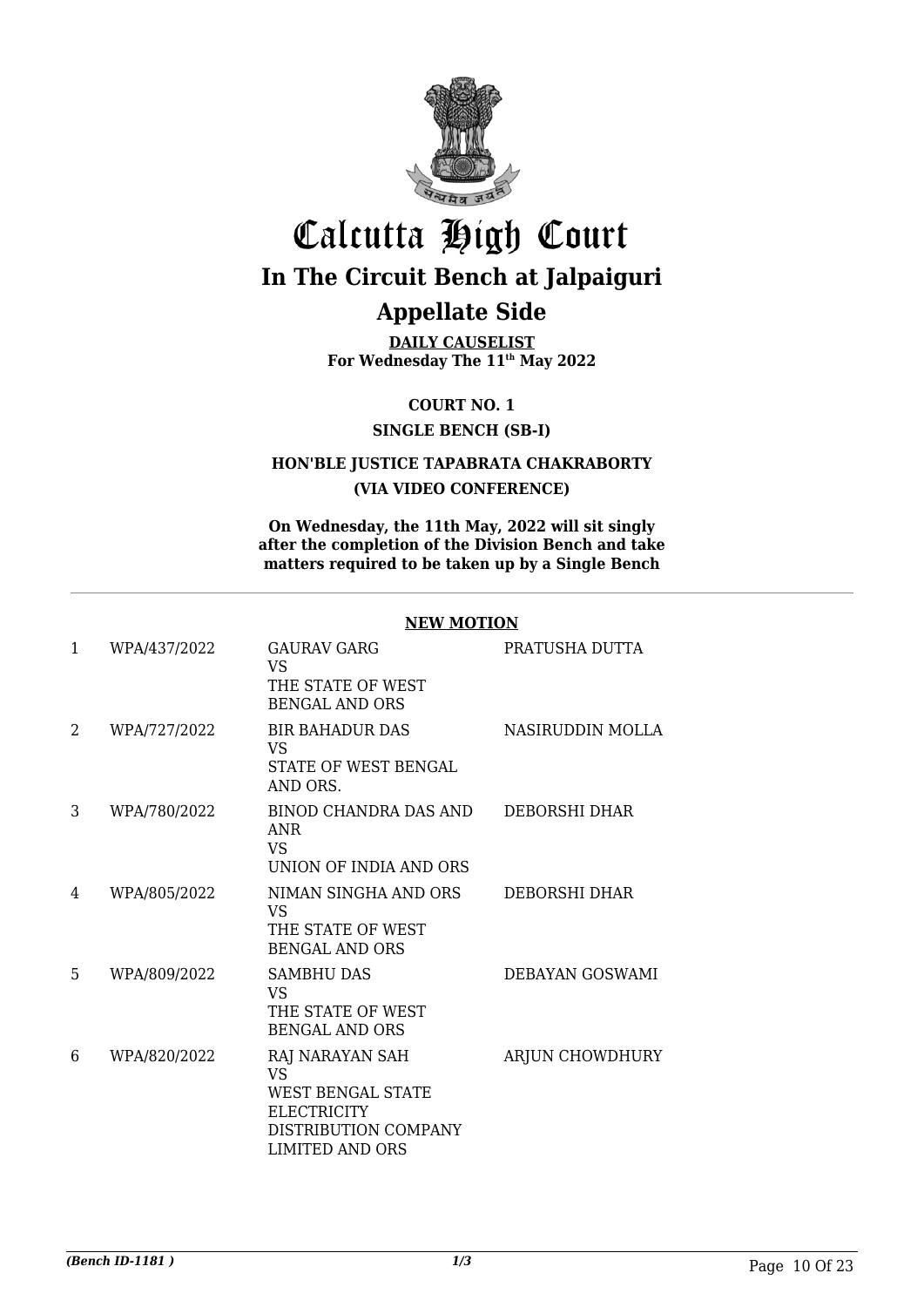# Calcutta High Court

## In The Circuit Bench at Jalpaiguri

## Appellate Side

**DAILY CAUSELIST**
**For Wednesday The 11th May 2022**

**COURT NO. 1**

**SINGLE BENCH (SB-I)**

**HON'BLE JUSTICE TAPABRATA CHAKRABORTY**

**(VIA VIDEO CONFERENCE)**

**On Wednesday, the 11th May, 2022 will sit singly after the completion of the Division Bench and take matters required to be taken up by a Single Bench**

**NEW MOTION**

| | | | |
|---|---|---|---|
| 1 | WPA/437/2022 | GAURAV GARG VS THE STATE OF WEST BENGAL AND ORS | PRATUSHA DUTTA |
| 2 | WPA/727/2022 | BIR BAHADUR DAS VS STATE OF WEST BENGAL AND ORS. | NASIRUDDIN MOLLA |
| 3 | WPA/780/2022 | BINOD CHANDRA DAS AND ANR VS UNION OF INDIA AND ORS | DEBORSHI DHAR |
| 4 | WPA/805/2022 | NIMAN SINGHA AND ORS VS THE STATE OF WEST BENGAL AND ORS | DEBORSHI DHAR |
| 5 | WPA/809/2022 | SAMBHU DAS VS THE STATE OF WEST BENGAL AND ORS | DEBAYAN GOSWAMI |
| 6 | WPA/820/2022 | RAJ NARAYAN SAH VS WEST BENGAL STATE ELECTRICITY DISTRIBUTION COMPANY LIMITED AND ORS | ARJUN CHOWDHURY |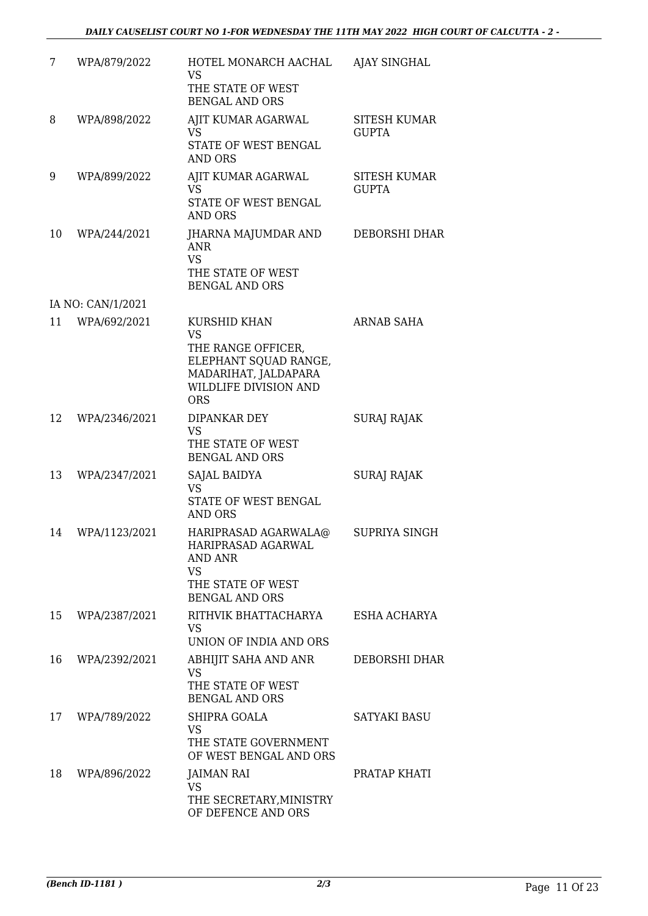| | | | |
|---|---|---|---|
| 7 | WPA/879/2022 | HOTEL MONARCH AACHAL VS THE STATE OF WEST BENGAL AND ORS | AJAY SINGHAL |
| 8 | WPA/898/2022 | AJIT KUMAR AGARWAL VS STATE OF WEST BENGAL AND ORS | SITESH KUMAR GUPTA |
| 9 | WPA/899/2022 | AJIT KUMAR AGARWAL VS STATE OF WEST BENGAL AND ORS | SITESH KUMAR GUPTA |
| 10 | WPA/244/2021 | JHARNA MAJUMDAR AND ANR VS THE STATE OF WEST BENGAL AND ORS | DEBORSHI DHAR |
| IA NO: CAN/1/2021 | | | |
| 11 | WPA/692/2021 | KURSHID KHAN VS THE RANGE OFFICER, ELEPHANT SQUAD RANGE, MADARIHAT, JALDAPARA WILDLIFE DIVISION AND ORS | ARNAB SAHA |
| 12 | WPA/2346/2021 | DIPANKAR DEY VS THE STATE OF WEST BENGAL AND ORS | SURAJ RAJAK |
| 13 | WPA/2347/2021 | SAJAL BAIDYA VS STATE OF WEST BENGAL AND ORS | SURAJ RAJAK |
| 14 | WPA/1123/2021 | HARIPRASAD AGARWALA@ HARIPRASAD AGARWAL AND ANR VS THE STATE OF WEST BENGAL AND ORS | SUPRIYA SINGH |
| 15 | WPA/2387/2021 | RITHVIK BHATTACHARYA VS UNION OF INDIA AND ORS | ESHA ACHARYA |
| 16 | WPA/2392/2021 | ABHIJIT SAHA AND ANR VS THE STATE OF WEST BENGAL AND ORS | DEBORSHI DHAR |
| 17 | WPA/789/2022 | SHIPRA GOALA VS THE STATE GOVERNMENT OF WEST BENGAL AND ORS | SATYAKI BASU |
| 18 | WPA/896/2022 | JAIMAN RAI VS THE SECRETARY,MINISTRY OF DEFENCE AND ORS | PRATAP KHATI |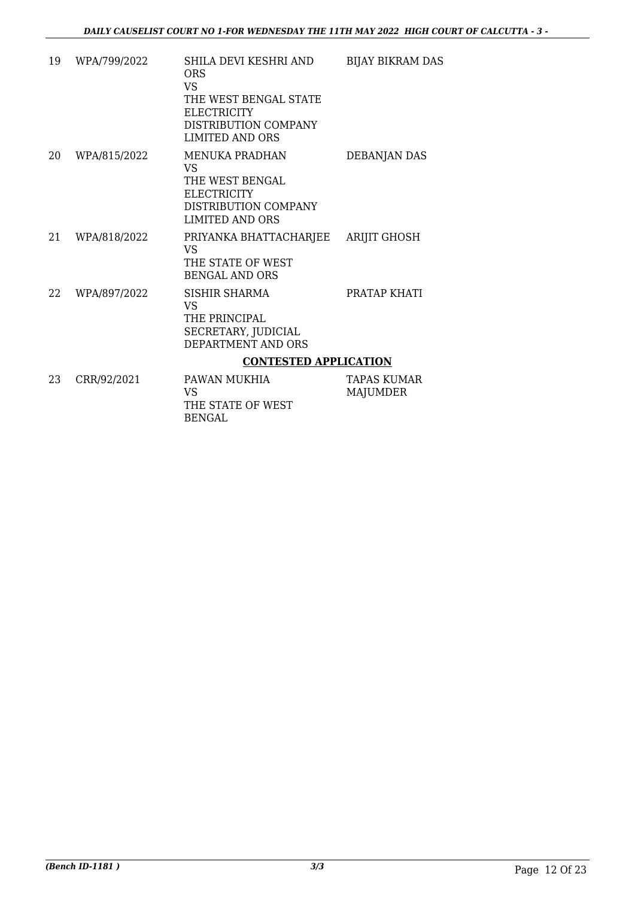| 19 | WPA/799/2022 | SHILA DEVI KESHRI AND ORS VS THE WEST BENGAL STATE ELECTRICITY DISTRIBUTION COMPANY LIMITED AND ORS | BIJAY BIKRAM DAS |
|---|---|---|---|
| 20 | WPA/815/2022 | MENUKA PRADHAN VS THE WEST BENGAL ELECTRICITY DISTRIBUTION COMPANY LIMITED AND ORS | DEBANJAN DAS |
| 21 | WPA/818/2022 | PRIYANKA BHATTACHARJEE VS THE STATE OF WEST BENGAL AND ORS | ARIJIT GHOSH |
| 22 | WPA/897/2022 | SISHIR SHARMA VS THE PRINCIPAL SECRETARY, JUDICIAL DEPARTMENT AND ORS | PRATAP KHATI |

**CONTESTED APPLICATION**

| 23 | CRR/92/2021 | PAWAN MUKHIA VS THE STATE OF WEST BENGAL | TAPAS KUMAR MAJUMDER |
|---|---|---|---|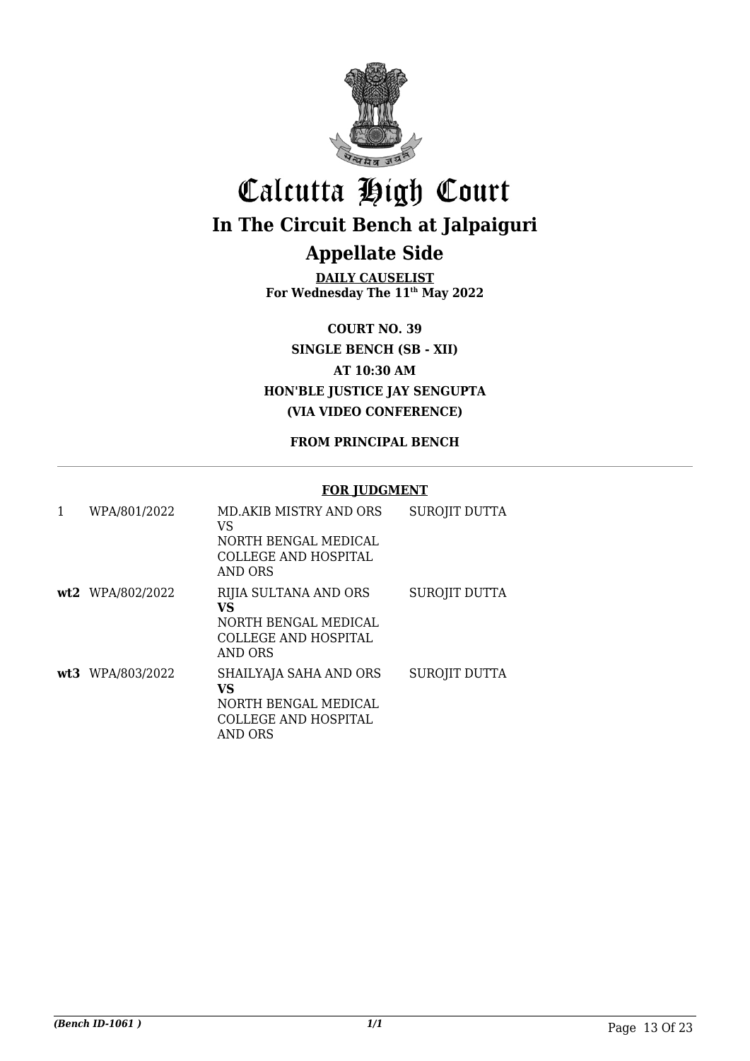# Calcutta High Court

## In The Circuit Bench at Jalpaiguri

## Appellate Side

**DAILY CAUSELIST**
**For Wednesday The 11th May 2022**

**COURT NO. 39**
**SINGLE BENCH (SB - XII)**
**AT 10:30 AM**
**HON'BLE JUSTICE JAY SENGUPTA**
**(VIA VIDEO CONFERENCE)**

**FROM PRINCIPAL BENCH**

**FOR JUDGMENT**

| | | | |
|---|---|---|---|
| 1 | WPA/801/2022 | MD.AKIB MISTRY AND ORS<br>VS<br>NORTH BENGAL MEDICAL COLLEGE AND HOSPITAL AND ORS | SUROJIT DUTTA |
| **wt2** | WPA/802/2022 | RIJIA SULTANA AND ORS<br>**VS**<br>NORTH BENGAL MEDICAL COLLEGE AND HOSPITAL AND ORS | SUROJIT DUTTA |
| **wt3** | WPA/803/2022 | SHAILYAJA SAHA AND ORS<br>**VS**<br>NORTH BENGAL MEDICAL COLLEGE AND HOSPITAL AND ORS | SUROJIT DUTTA |

*(Bench ID-1061 )*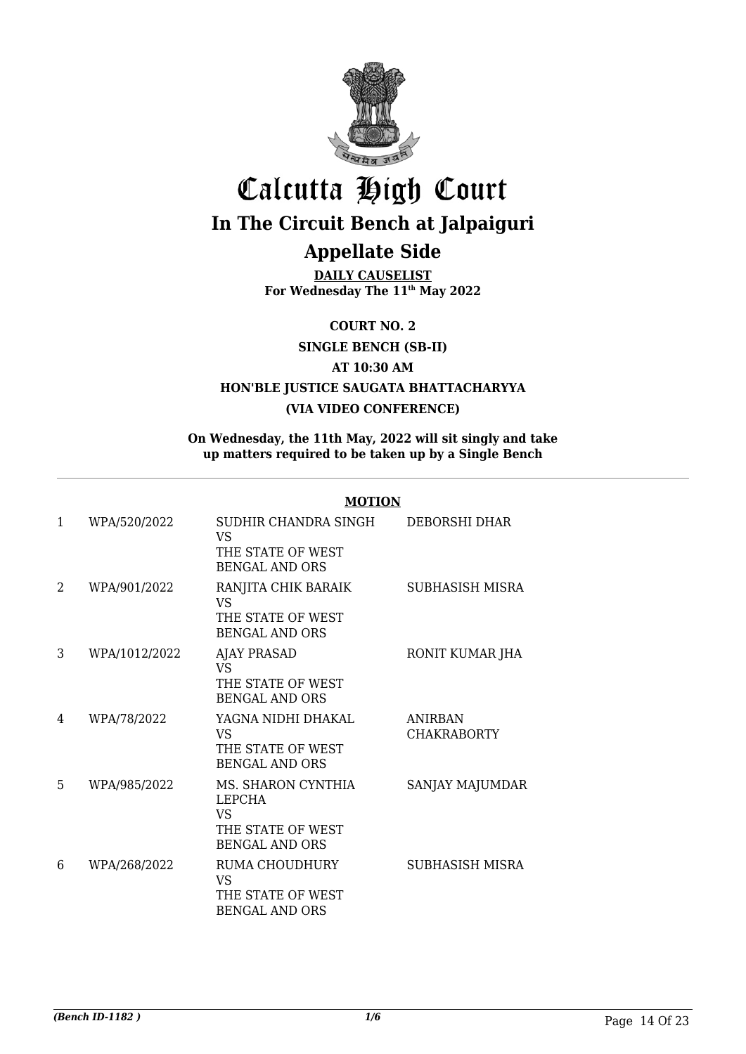# Calcutta High Court

## In The Circuit Bench at Jalpaiguri

## Appellate Side

**DAILY CAUSELIST**
**For Wednesday The 11th May 2022**

**COURT NO. 2**

**SINGLE BENCH (SB-II)**

**AT 10:30 AM**

**HON'BLE JUSTICE SAUGATA BHATTACHARYYA**

**(VIA VIDEO CONFERENCE)**

**On Wednesday, the 11th May, 2022 will sit singly and take up matters required to be taken up by a Single Bench**

**MOTION**

| | | | |
|---|---|---|---|
| 1 | WPA/520/2022 | SUDHIR CHANDRA SINGH VS THE STATE OF WEST BENGAL AND ORS | DEBORSHI DHAR |
| 2 | WPA/901/2022 | RANJITA CHIK BARAIK VS THE STATE OF WEST BENGAL AND ORS | SUBHASISH MISRA |
| 3 | WPA/1012/2022 | AJAY PRASAD VS THE STATE OF WEST BENGAL AND ORS | RONIT KUMAR JHA |
| 4 | WPA/78/2022 | YAGNA NIDHI DHAKAL VS THE STATE OF WEST BENGAL AND ORS | ANIRBAN CHAKRABORTY |
| 5 | WPA/985/2022 | MS. SHARON CYNTHIA LEPCHA VS THE STATE OF WEST BENGAL AND ORS | SANJAY MAJUMDAR |
| 6 | WPA/268/2022 | RUMA CHOUDHURY VS THE STATE OF WEST BENGAL AND ORS | SUBHASISH MISRA |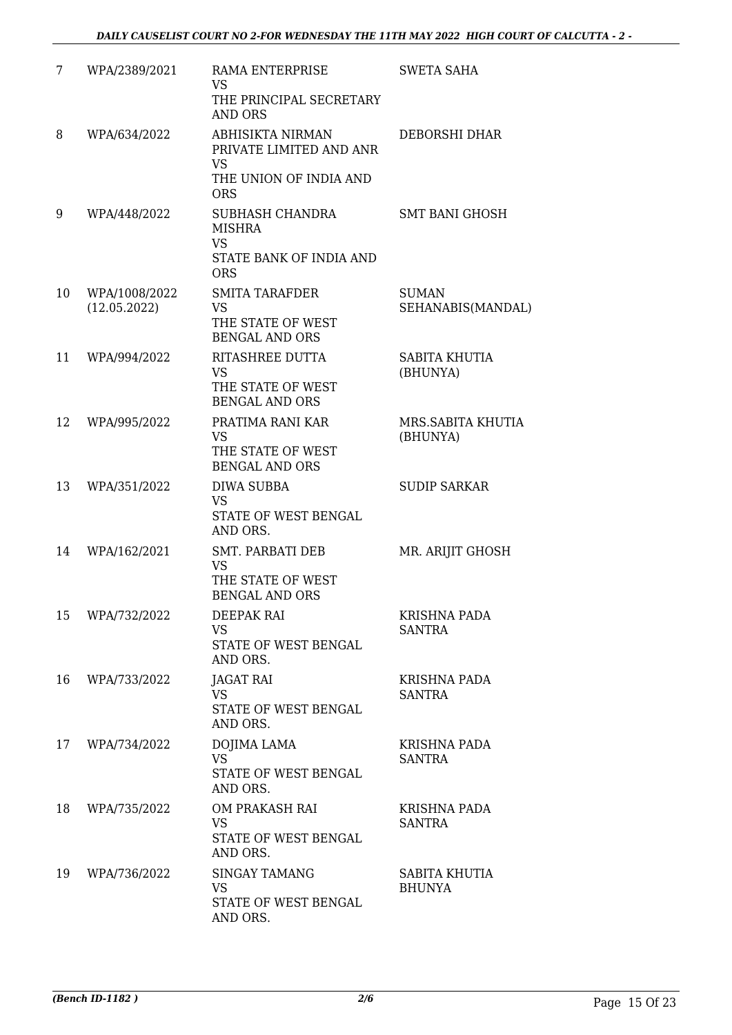| | | | |
|---|---|---|---|
| 7 | WPA/2389/2021 | RAMA ENTERPRISE<br>VS<br>THE PRINCIPAL SECRETARY AND ORS | SWETA SAHA |
| 8 | WPA/634/2022 | ABHISIKTA NIRMAN PRIVATE LIMITED AND ANR<br>VS<br>THE UNION OF INDIA AND ORS | DEBORSHI DHAR |
| 9 | WPA/448/2022 | SUBHASH CHANDRA MISHRA<br>VS<br>STATE BANK OF INDIA AND ORS | SMT BANI GHOSH |
| 10 | WPA/1008/2022 (12.05.2022) | SMITA TARAFDER<br>VS<br>THE STATE OF WEST BENGAL AND ORS | SUMAN SEHANABIS(MANDAL) |
| 11 | WPA/994/2022 | RITASHREE DUTTA<br>VS<br>THE STATE OF WEST BENGAL AND ORS | SABITA KHUTIA (BHUNYA) |
| 12 | WPA/995/2022 | PRATIMA RANI KAR<br>VS<br>THE STATE OF WEST BENGAL AND ORS | MRS.SABITA KHUTIA (BHUNYA) |
| 13 | WPA/351/2022 | DIWA SUBBA<br>VS<br>STATE OF WEST BENGAL AND ORS. | SUDIP SARKAR |
| 14 | WPA/162/2021 | SMT. PARBATI DEB<br>VS<br>THE STATE OF WEST BENGAL AND ORS | MR. ARIJIT GHOSH |
| 15 | WPA/732/2022 | DEEPAK RAI<br>VS<br>STATE OF WEST BENGAL AND ORS. | KRISHNA PADA SANTRA |
| 16 | WPA/733/2022 | JAGAT RAI<br>VS<br>STATE OF WEST BENGAL AND ORS. | KRISHNA PADA SANTRA |
| 17 | WPA/734/2022 | DOJIMA LAMA<br>VS<br>STATE OF WEST BENGAL AND ORS. | KRISHNA PADA SANTRA |
| 18 | WPA/735/2022 | OM PRAKASH RAI<br>VS<br>STATE OF WEST BENGAL AND ORS. | KRISHNA PADA SANTRA |
| 19 | WPA/736/2022 | SINGAY TAMANG<br>VS<br>STATE OF WEST BENGAL AND ORS. | SABITA KHUTIA BHUNYA |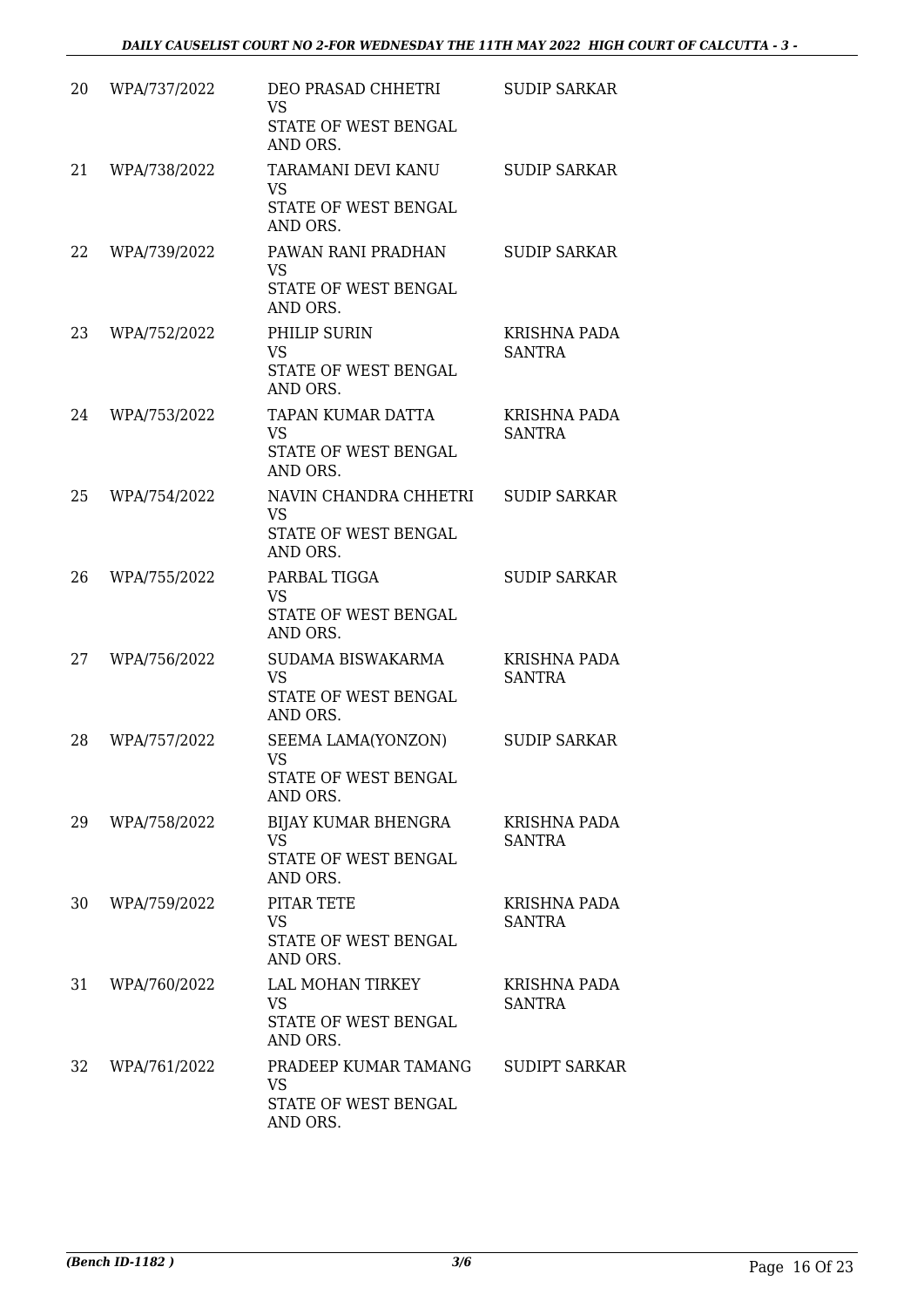| 20 | WPA/737/2022 | DEO PRASAD CHHETRI<br>VS<br>STATE OF WEST BENGAL AND ORS. | SUDIP SARKAR |
|---|---|---|---|
| 21 | WPA/738/2022 | TARAMANI DEVI KANU<br>VS<br>STATE OF WEST BENGAL AND ORS. | SUDIP SARKAR |
| 22 | WPA/739/2022 | PAWAN RANI PRADHAN<br>VS<br>STATE OF WEST BENGAL AND ORS. | SUDIP SARKAR |
| 23 | WPA/752/2022 | PHILIP SURIN<br>VS<br>STATE OF WEST BENGAL AND ORS. | KRISHNA PADA SANTRA |
| 24 | WPA/753/2022 | TAPAN KUMAR DATTA<br>VS<br>STATE OF WEST BENGAL AND ORS. | KRISHNA PADA SANTRA |
| 25 | WPA/754/2022 | NAVIN CHANDRA CHHETRI<br>VS<br>STATE OF WEST BENGAL AND ORS. | SUDIP SARKAR |
| 26 | WPA/755/2022 | PARBAL TIGGA<br>VS<br>STATE OF WEST BENGAL AND ORS. | SUDIP SARKAR |
| 27 | WPA/756/2022 | SUDAMA BISWAKARMA<br>VS<br>STATE OF WEST BENGAL AND ORS. | KRISHNA PADA SANTRA |
| 28 | WPA/757/2022 | SEEMA LAMA(YONZON)<br>VS<br>STATE OF WEST BENGAL AND ORS. | SUDIP SARKAR |
| 29 | WPA/758/2022 | BIJAY KUMAR BHENGRA<br>VS<br>STATE OF WEST BENGAL AND ORS. | KRISHNA PADA SANTRA |
| 30 | WPA/759/2022 | PITAR TETE<br>VS<br>STATE OF WEST BENGAL AND ORS. | KRISHNA PADA SANTRA |
| 31 | WPA/760/2022 | LAL MOHAN TIRKEY<br>VS<br>STATE OF WEST BENGAL AND ORS. | KRISHNA PADA SANTRA |
| 32 | WPA/761/2022 | PRADEEP KUMAR TAMANG<br>VS<br>STATE OF WEST BENGAL AND ORS. | SUDIPT SARKAR |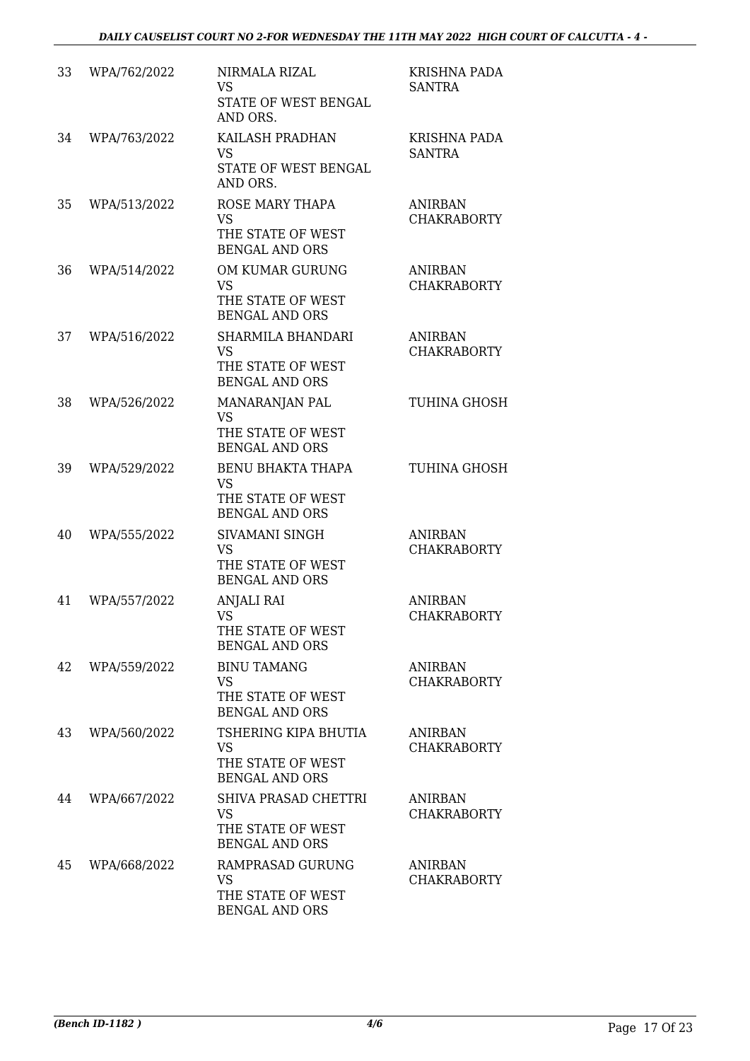| | | | |
|---|---|---|---|
| 33 | WPA/762/2022 | NIRMALA RIZAL<br>VS<br>STATE OF WEST BENGAL AND ORS. | KRISHNA PADA SANTRA |
| 34 | WPA/763/2022 | KAILASH PRADHAN<br>VS<br>STATE OF WEST BENGAL AND ORS. | KRISHNA PADA SANTRA |
| 35 | WPA/513/2022 | ROSE MARY THAPA<br>VS<br>THE STATE OF WEST BENGAL AND ORS | ANIRBAN CHAKRABORTY |
| 36 | WPA/514/2022 | OM KUMAR GURUNG<br>VS<br>THE STATE OF WEST BENGAL AND ORS | ANIRBAN CHAKRABORTY |
| 37 | WPA/516/2022 | SHARMILA BHANDARI<br>VS<br>THE STATE OF WEST BENGAL AND ORS | ANIRBAN CHAKRABORTY |
| 38 | WPA/526/2022 | MANARANJAN PAL<br>VS<br>THE STATE OF WEST BENGAL AND ORS | TUHINA GHOSH |
| 39 | WPA/529/2022 | BENU BHAKTA THAPA<br>VS<br>THE STATE OF WEST BENGAL AND ORS | TUHINA GHOSH |
| 40 | WPA/555/2022 | SIVAMANI SINGH<br>VS<br>THE STATE OF WEST BENGAL AND ORS | ANIRBAN CHAKRABORTY |
| 41 | WPA/557/2022 | ANJALI RAI<br>VS<br>THE STATE OF WEST BENGAL AND ORS | ANIRBAN CHAKRABORTY |
| 42 | WPA/559/2022 | BINU TAMANG<br>VS<br>THE STATE OF WEST BENGAL AND ORS | ANIRBAN CHAKRABORTY |
| 43 | WPA/560/2022 | TSHERING KIPA BHUTIA<br>VS<br>THE STATE OF WEST BENGAL AND ORS | ANIRBAN CHAKRABORTY |
| 44 | WPA/667/2022 | SHIVA PRASAD CHETTRI<br>VS<br>THE STATE OF WEST BENGAL AND ORS | ANIRBAN CHAKRABORTY |
| 45 | WPA/668/2022 | RAMPRASAD GURUNG<br>VS<br>THE STATE OF WEST BENGAL AND ORS | ANIRBAN CHAKRABORTY |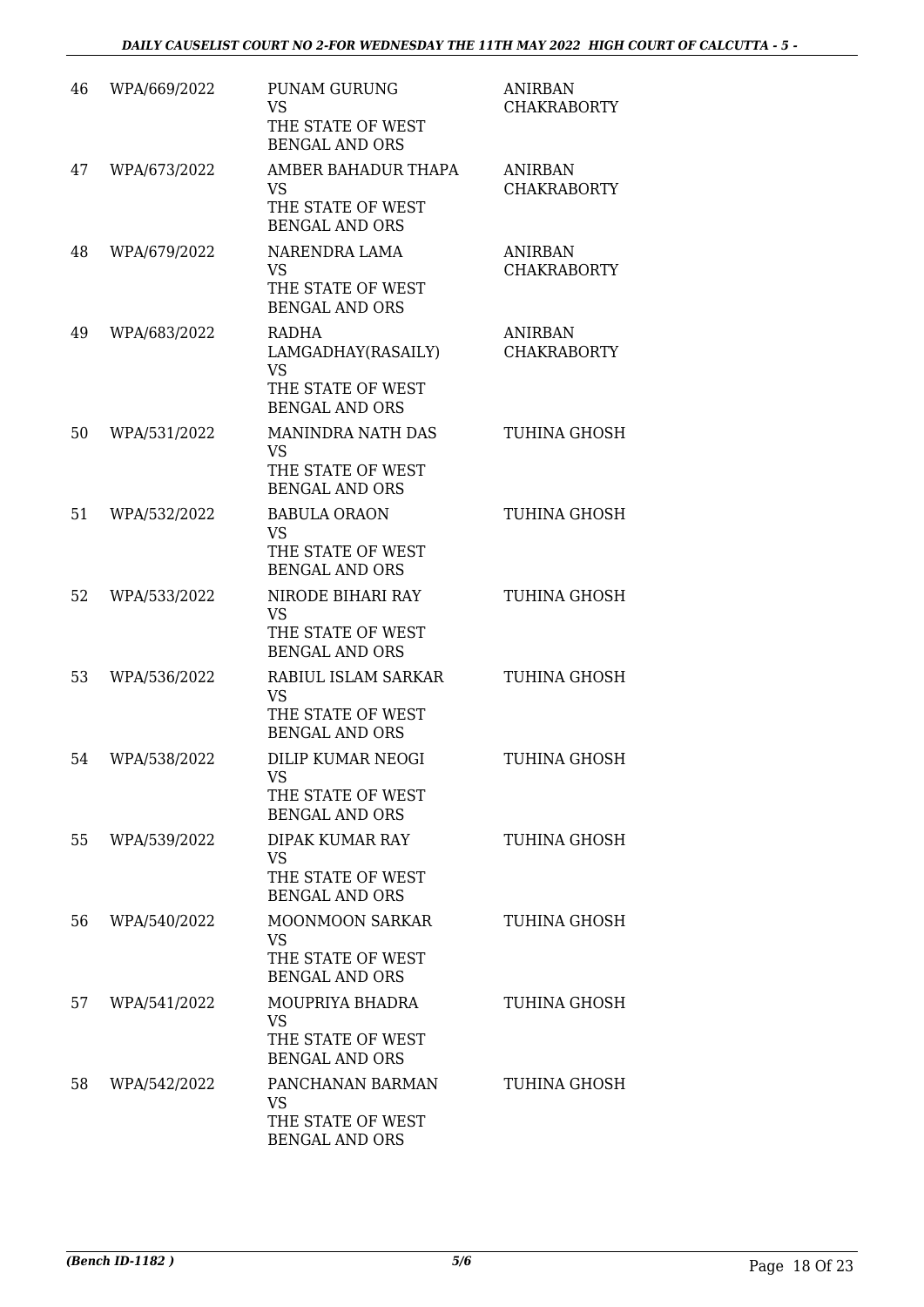| | | | |
|---|---|---|---|
| 46 | WPA/669/2022 | PUNAM GURUNG<br>VS<br>THE STATE OF WEST BENGAL AND ORS | ANIRBAN CHAKRABORTY |
| 47 | WPA/673/2022 | AMBER BAHADUR THAPA<br>VS<br>THE STATE OF WEST BENGAL AND ORS | ANIRBAN CHAKRABORTY |
| 48 | WPA/679/2022 | NARENDRA LAMA<br>VS<br>THE STATE OF WEST BENGAL AND ORS | ANIRBAN CHAKRABORTY |
| 49 | WPA/683/2022 | RADHA LAMGADHAY(RASAILY)<br>VS<br>THE STATE OF WEST BENGAL AND ORS | ANIRBAN CHAKRABORTY |
| 50 | WPA/531/2022 | MANINDRA NATH DAS<br>VS<br>THE STATE OF WEST BENGAL AND ORS | TUHINA GHOSH |
| 51 | WPA/532/2022 | BABULA ORAON<br>VS<br>THE STATE OF WEST BENGAL AND ORS | TUHINA GHOSH |
| 52 | WPA/533/2022 | NIRODE BIHARI RAY<br>VS<br>THE STATE OF WEST BENGAL AND ORS | TUHINA GHOSH |
| 53 | WPA/536/2022 | RABIUL ISLAM SARKAR<br>VS<br>THE STATE OF WEST BENGAL AND ORS | TUHINA GHOSH |
| 54 | WPA/538/2022 | DILIP KUMAR NEOGI<br>VS<br>THE STATE OF WEST BENGAL AND ORS | TUHINA GHOSH |
| 55 | WPA/539/2022 | DIPAK KUMAR RAY<br>VS<br>THE STATE OF WEST BENGAL AND ORS | TUHINA GHOSH |
| 56 | WPA/540/2022 | MOONMOON SARKAR<br>VS<br>THE STATE OF WEST BENGAL AND ORS | TUHINA GHOSH |
| 57 | WPA/541/2022 | MOUPRIYA BHADRA<br>VS<br>THE STATE OF WEST BENGAL AND ORS | TUHINA GHOSH |
| 58 | WPA/542/2022 | PANCHANAN BARMAN<br>VS<br>THE STATE OF WEST BENGAL AND ORS | TUHINA GHOSH |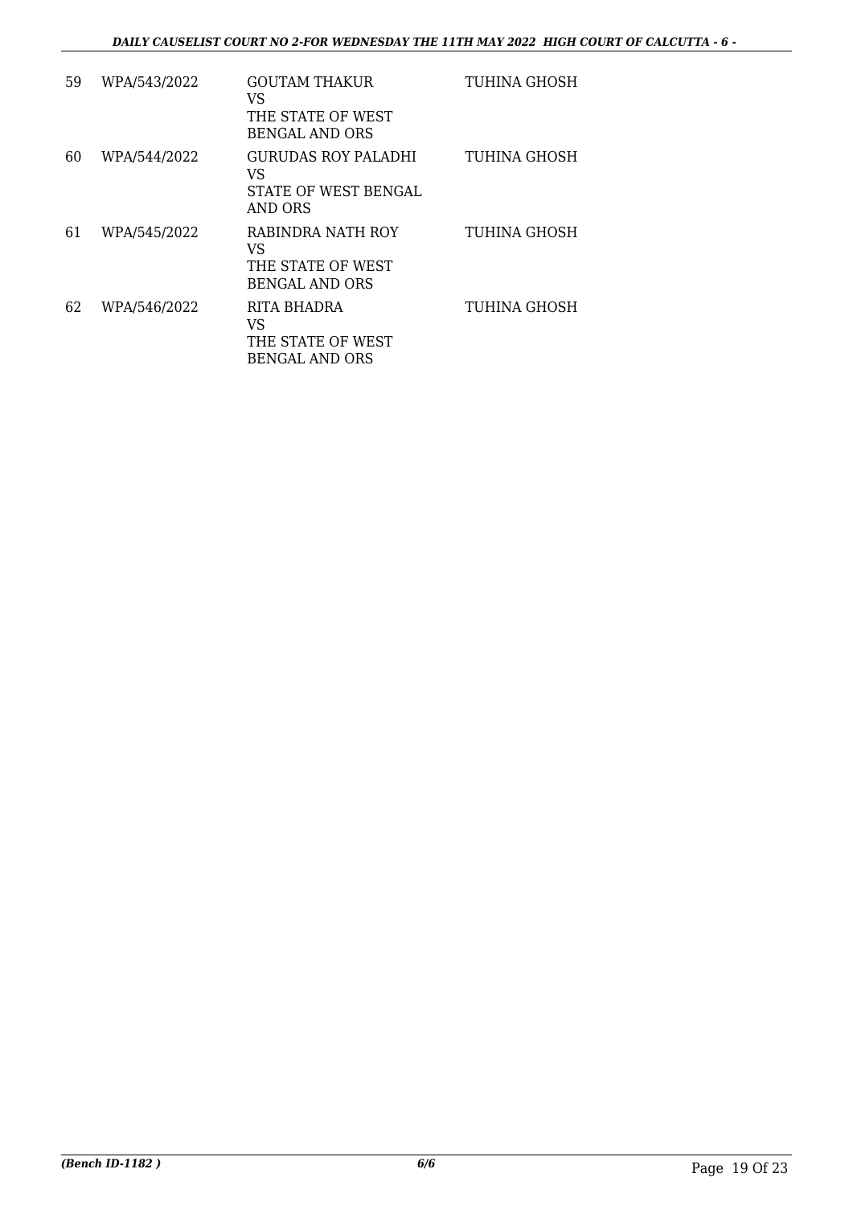| 59 | WPA/543/2022 | GOUTAM THAKUR<br>VS<br>THE STATE OF WEST BENGAL AND ORS | TUHINA GHOSH |
|---|---|---|---|
| 60 | WPA/544/2022 | GURUDAS ROY PALADHI<br>VS<br>STATE OF WEST BENGAL AND ORS | TUHINA GHOSH |
| 61 | WPA/545/2022 | RABINDRA NATH ROY<br>VS<br>THE STATE OF WEST BENGAL AND ORS | TUHINA GHOSH |
| 62 | WPA/546/2022 | RITA BHADRA<br>VS<br>THE STATE OF WEST BENGAL AND ORS | TUHINA GHOSH |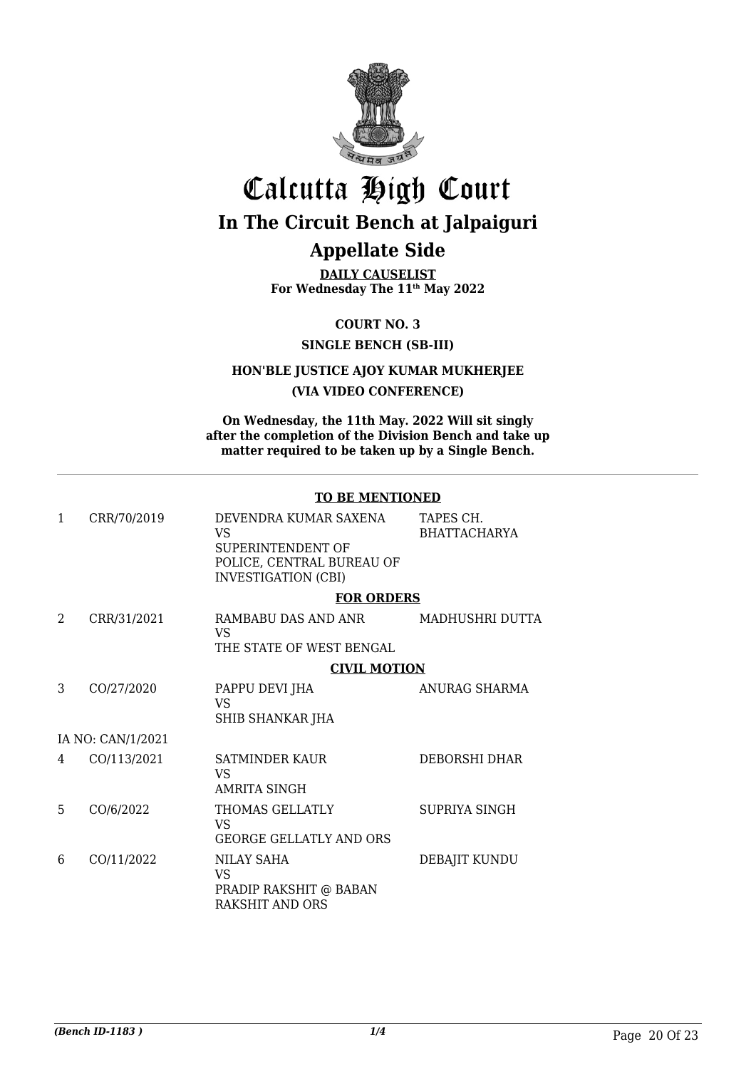# Calcutta High Court

## In The Circuit Bench at Jalpaiguri

## Appellate Side

**DAILY CAUSELIST**
**For Wednesday The 11th May 2022**

**COURT NO. 3**

**SINGLE BENCH (SB-III)**

**HON'BLE JUSTICE AJOY KUMAR MUKHERJEE**

**(VIA VIDEO CONFERENCE)**

**On Wednesday, the 11th May. 2022 Will sit singly after the completion of the Division Bench and take up matter required to be taken up by a Single Bench.**

**TO BE MENTIONED**

| | | | |
|---|---|---|---|
| 1 | CRR/70/2019 | DEVENDRA KUMAR SAXENA VS SUPERINTENDENT OF POLICE, CENTRAL BUREAU OF INVESTIGATION (CBI) | TAPES CH. BHATTACHARYA |

**FOR ORDERS**

| | | | |
|---|---|---|---|
| 2 | CRR/31/2021 | RAMBABU DAS AND ANR VS THE STATE OF WEST BENGAL | MADHUSHRI DUTTA |

**CIVIL MOTION**

| | | | |
|---|---|---|---|
| 3 | CO/27/2020 | PAPPU DEVI JHA VS SHIB SHANKAR JHA | ANURAG SHARMA |
| | IA NO: CAN/1/2021 | | |
| 4 | CO/113/2021 | SATMINDER KAUR VS AMRITA SINGH | DEBORSHI DHAR |
| 5 | CO/6/2022 | THOMAS GELLATLY VS GEORGE GELLATLY AND ORS | SUPRIYA SINGH |
| 6 | CO/11/2022 | NILAY SAHA VS PRADIP RAKSHIT @ BABAN RAKSHIT AND ORS | DEBAJIT KUNDU |

*(Bench ID-1183 )*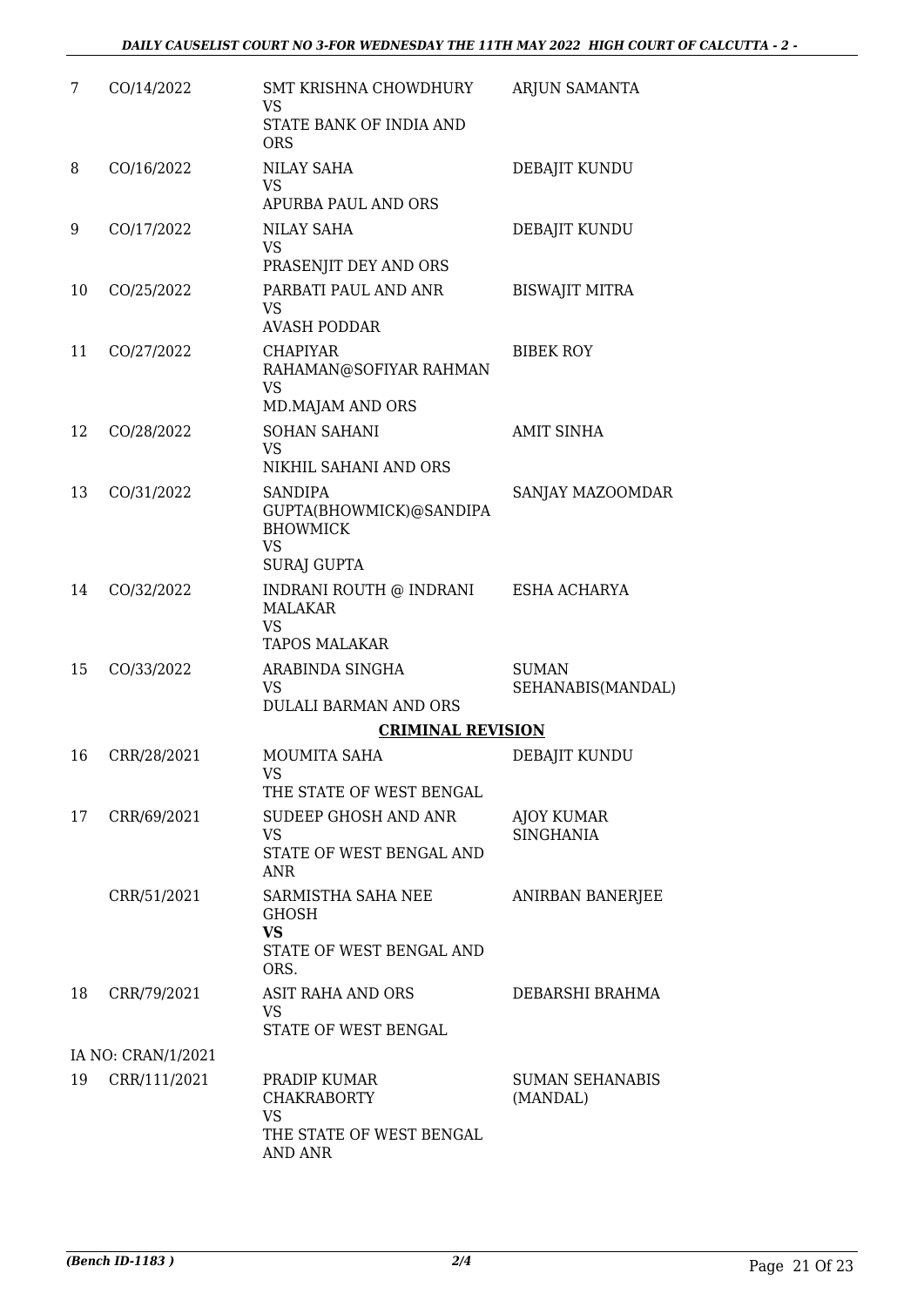| | | | |
|---|---|---|---|
| 7 | CO/14/2022 | SMT KRISHNA CHOWDHURY<br>VS<br>STATE BANK OF INDIA AND ORS | ARJUN SAMANTA |
| 8 | CO/16/2022 | NILAY SAHA<br>VS<br>APURBA PAUL AND ORS | DEBAJIT KUNDU |
| 9 | CO/17/2022 | NILAY SAHA<br>VS<br>PRASENJIT DEY AND ORS | DEBAJIT KUNDU |
| 10 | CO/25/2022 | PARBATI PAUL AND ANR<br>VS<br>AVASH PODDAR | BISWAJIT MITRA |
| 11 | CO/27/2022 | CHAPIYAR RAHAMAN@SOFIYAR RAHMAN<br>VS<br>MD.MAJAM AND ORS | BIBEK ROY |
| 12 | CO/28/2022 | SOHAN SAHANI<br>VS<br>NIKHIL SAHANI AND ORS | AMIT SINHA |
| 13 | CO/31/2022 | SANDIPA GUPTA(BHOWMICK)@SANDIPA BHOWMICK<br>VS<br>SURAJ GUPTA | SANJAY MAZOOMDAR |
| 14 | CO/32/2022 | INDRANI ROUTH @ INDRANI MALAKAR<br>VS<br>TAPOS MALAKAR | ESHA ACHARYA |
| 15 | CO/33/2022 | ARABINDA SINGHA<br>VS<br>DULALI BARMAN AND ORS | SUMAN SEHANABIS(MANDAL) |

## CRIMINAL REVISION

| | | | |
|---|---|---|---|
| 16 | CRR/28/2021 | MOUMITA SAHA<br>VS<br>THE STATE OF WEST BENGAL | DEBAJIT KUNDU |
| 17 | CRR/69/2021 | SUDEEP GHOSH AND ANR<br>VS<br>STATE OF WEST BENGAL AND ANR | AJOY KUMAR SINGHANIA |
| | CRR/51/2021 | SARMISTHA SAHA NEE GHOSH<br>**VS**<br>STATE OF WEST BENGAL AND ORS. | ANIRBAN BANERJEE |
| 18 | CRR/79/2021 | ASIT RAHA AND ORS<br>VS<br>STATE OF WEST BENGAL | DEBARSHI BRAHMA |
| | IA NO: CRAN/1/2021 | | |
| 19 | CRR/111/2021 | PRADIP KUMAR CHAKRABORTY<br>VS<br>THE STATE OF WEST BENGAL AND ANR | SUMAN SEHANABIS (MANDAL) |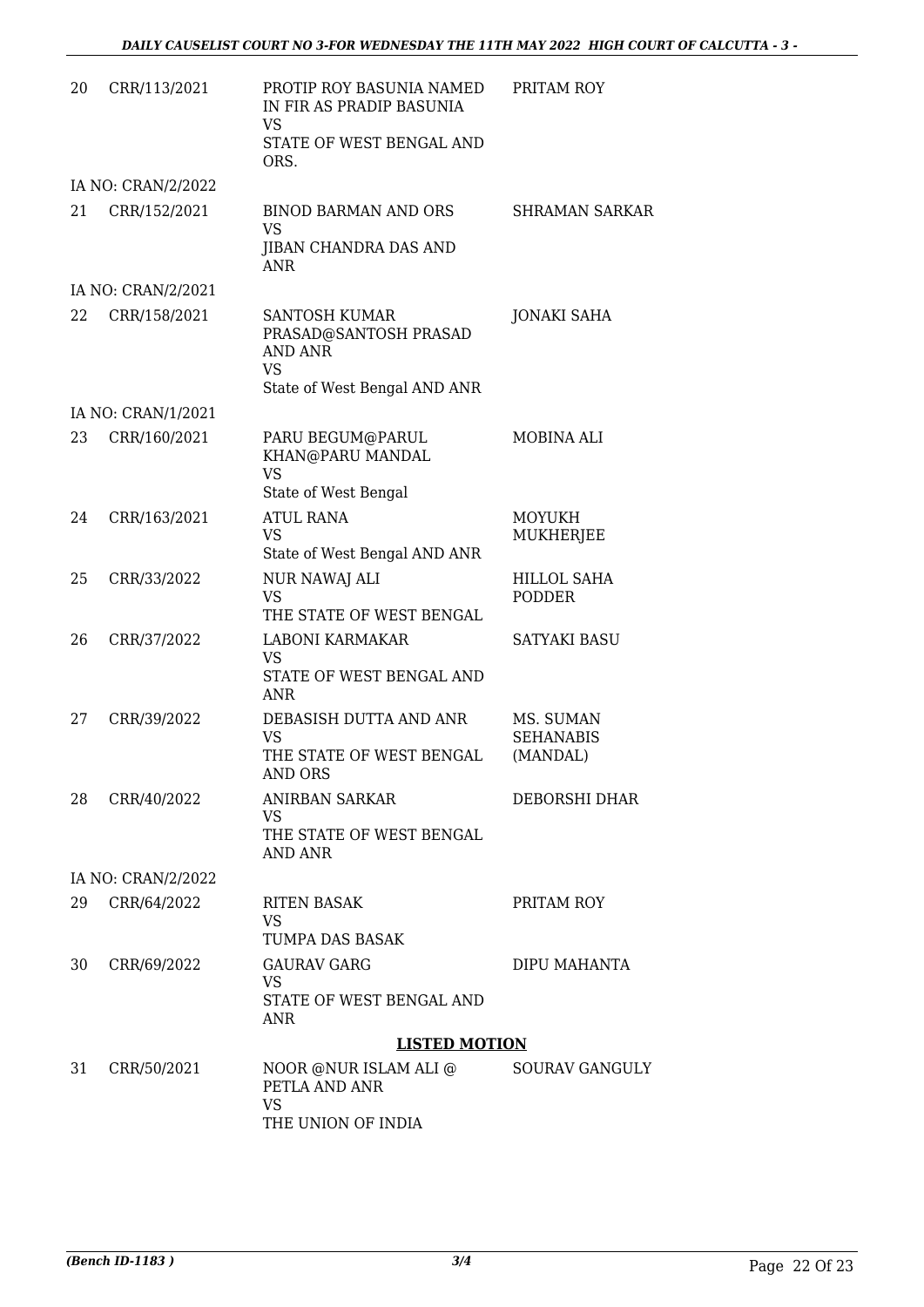| | | | |
|---|---|---|---|
| 20 | CRR/113/2021 | PROTIP ROY BASUNIA NAMED IN FIR AS PRADIP BASUNIA<br>VS<br>STATE OF WEST BENGAL AND ORS. | PRITAM ROY |
| | IA NO: CRAN/2/2022 | | |
| 21 | CRR/152/2021 | BINOD BARMAN AND ORS<br>VS<br>JIBAN CHANDRA DAS AND ANR | SHRAMAN SARKAR |
| | IA NO: CRAN/2/2021 | | |
| 22 | CRR/158/2021 | SANTOSH KUMAR PRASAD@SANTOSH PRASAD AND ANR<br>VS<br>State of West Bengal AND ANR | JONAKI SAHA |
| | IA NO: CRAN/1/2021 | | |
| 23 | CRR/160/2021 | PARU BEGUM@PARUL KHAN@PARU MANDAL<br>VS<br>State of West Bengal | MOBINA ALI |
| 24 | CRR/163/2021 | ATUL RANA<br>VS<br>State of West Bengal AND ANR | MOYUKH MUKHERJEE |
| 25 | CRR/33/2022 | NUR NAWAJ ALI<br>VS<br>THE STATE OF WEST BENGAL | HILLOL SAHA PODDER |
| 26 | CRR/37/2022 | LABONI KARMAKAR<br>VS<br>STATE OF WEST BENGAL AND ANR | SATYAKI BASU |
| 27 | CRR/39/2022 | DEBASISH DUTTA AND ANR<br>VS<br>THE STATE OF WEST BENGAL AND ORS | MS. SUMAN SEHANABIS (MANDAL) |
| 28 | CRR/40/2022 | ANIRBAN SARKAR<br>VS<br>THE STATE OF WEST BENGAL AND ANR | DEBORSHI DHAR |
| | IA NO: CRAN/2/2022 | | |
| 29 | CRR/64/2022 | RITEN BASAK<br>VS<br>TUMPA DAS BASAK | PRITAM ROY |
| 30 | CRR/69/2022 | GAURAV GARG<br>VS<br>STATE OF WEST BENGAL AND ANR | DIPU MAHANTA |

**LISTED MOTION**

| | | | |
|---|---|---|---|
| 31 | CRR/50/2021 | NOOR @NUR ISLAM ALI @ PETLA AND ANR<br>VS<br>THE UNION OF INDIA | SOURAV GANGULY |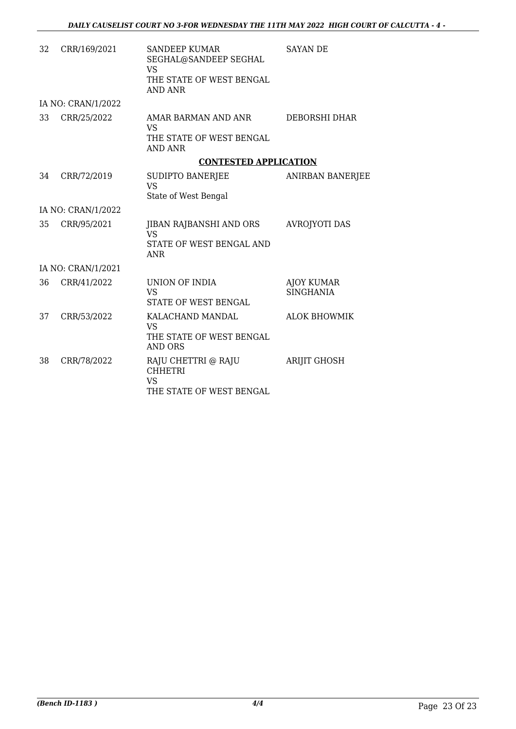| | | | |
|---|---|---|---|
| 32 | CRR/169/2021 | SANDEEP KUMAR SEGHAL@SANDEEP SEGHAL VS THE STATE OF WEST BENGAL AND ANR | SAYAN DE |
| | IA NO: CRAN/1/2022 | | |
| 33 | CRR/25/2022 | AMAR BARMAN AND ANR VS THE STATE OF WEST BENGAL AND ANR | DEBORSHI DHAR |

**CONTESTED APPLICATION**

| | | | |
|---|---|---|---|
| 34 | CRR/72/2019 | SUDIPTO BANERJEE VS State of West Bengal | ANIRBAN BANERJEE |
| | IA NO: CRAN/1/2022 | | |
| 35 | CRR/95/2021 | JIBAN RAJBANSHI AND ORS VS STATE OF WEST BENGAL AND ANR | AVROJYOTI DAS |
| | IA NO: CRAN/1/2021 | | |
| 36 | CRR/41/2022 | UNION OF INDIA VS STATE OF WEST BENGAL | AJOY KUMAR SINGHANIA |
| 37 | CRR/53/2022 | KALACHAND MANDAL VS THE STATE OF WEST BENGAL AND ORS | ALOK BHOWMIK |
| 38 | CRR/78/2022 | RAJU CHETTRI @ RAJU CHHETRI VS THE STATE OF WEST BENGAL | ARIJIT GHOSH |